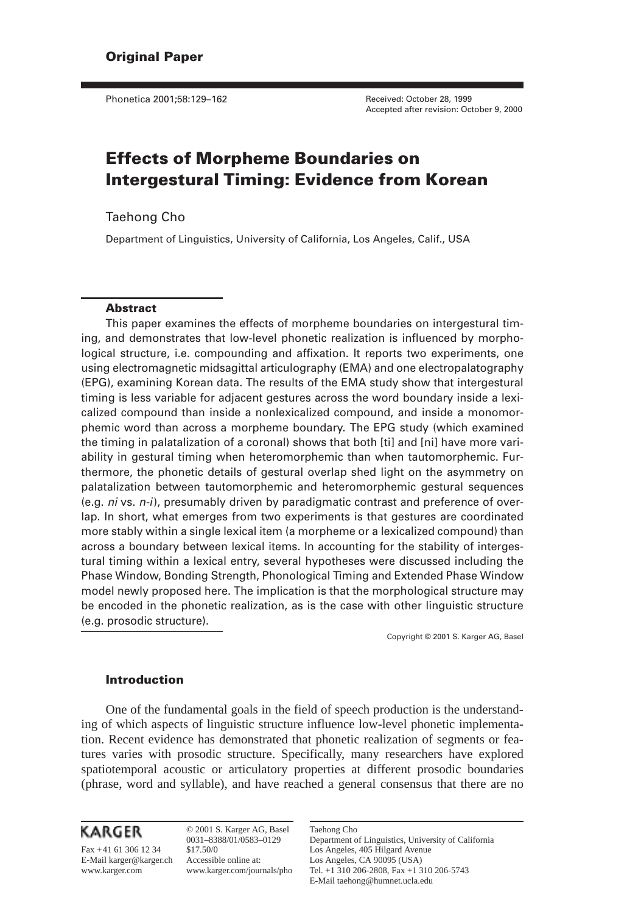Original Paper

Received: October 28, 1999
Accepted after revision: October 9, 2000

# Effects of Morpheme Boundaries on Intergestural Timing: Evidence from Korean

Taehong Cho

Department of Linguistics, University of California, Los Angeles, Calif., USA

## Abstract

This paper examines the effects of morpheme boundaries on intergestural timing, and demonstrates that low-level phonetic realization is influenced by morphological structure, i.e. compounding and affixation. It reports two experiments, one using electromagnetic midsagittal articulography (EMA) and one electropalatography (EPG), examining Korean data. The results of the EMA study show that intergestural timing is less variable for adjacent gestures across the word boundary inside a lexicalized compound than inside a nonlexicalized compound, and inside a monomorphemic word than across a morpheme boundary. The EPG study (which examined the timing in palatalization of a coronal) shows that both [ti] and [ni] have more variability in gestural timing when heteromorphemic than when tautomorphemic. Furthermore, the phonetic details of gestural overlap shed light on the asymmetry on palatalization between tautomorphemic and heteromorphemic gestural sequences (e.g. *ni* vs. *n-i*), presumably driven by paradigmatic contrast and preference of overlap. In short, what emerges from two experiments is that gestures are coordinated more stably within a single lexical item (a morpheme or a lexicalized compound) than across a boundary between lexical items. In accounting for the stability of intergestural timing within a lexical entry, several hypotheses were discussed including the Phase Window, Bonding Strength, Phonological Timing and Extended Phase Window model newly proposed here. The implication is that the morphological structure may be encoded in the phonetic realization, as is the case with other linguistic structure (e.g. prosodic structure).

Copyright © 2001 S. Karger AG, Basel

## Introduction

One of the fundamental goals in the field of speech production is the understanding of which aspects of linguistic structure influence low-level phonetic implementation. Recent evidence has demonstrated that phonetic realization of segments or features varies with prosodic structure. Specifically, many researchers have explored spatiotemporal acoustic or articulatory properties at different prosodic boundaries (phrase, word and syllable), and have reached a general consensus that there are no

KARGER

Fax +41 61 306 12 34
E-Mail karger@karger.ch
www.karger.com

© 2001 S. Karger AG, Basel
0031–8388/01/0583–0129
$17.50/0
Accessible online at:
www.karger.com/journals/pho

Taehong Cho
Department of Linguistics, University of California
Los Angeles, 405 Hilgard Avenue
Los Angeles, CA 90095 (USA)
Tel. +1 310 206-2808, Fax +1 310 206-5743
E-Mail taehong@humnet.ucla.edu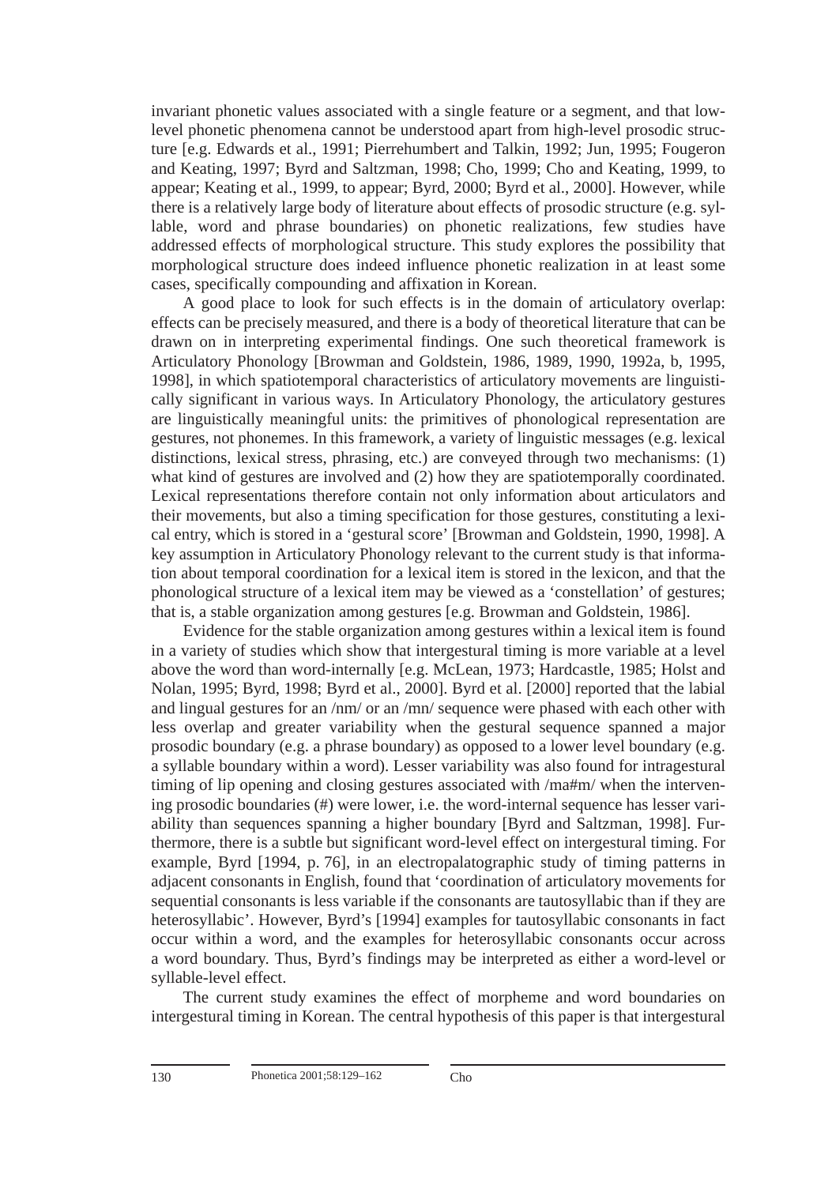invariant phonetic values associated with a single feature or a segment, and that low-level phonetic phenomena cannot be understood apart from high-level prosodic structure [e.g. Edwards et al., 1991; Pierrehumbert and Talkin, 1992; Jun, 1995; Fougeron and Keating, 1997; Byrd and Saltzman, 1998; Cho, 1999; Cho and Keating, 1999, to appear; Keating et al., 1999, to appear; Byrd, 2000; Byrd et al., 2000]. However, while there is a relatively large body of literature about effects of prosodic structure (e.g. syllable, word and phrase boundaries) on phonetic realizations, few studies have addressed effects of morphological structure. This study explores the possibility that morphological structure does indeed influence phonetic realization in at least some cases, specifically compounding and affixation in Korean.

A good place to look for such effects is in the domain of articulatory overlap: effects can be precisely measured, and there is a body of theoretical literature that can be drawn on in interpreting experimental findings. One such theoretical framework is Articulatory Phonology [Browman and Goldstein, 1986, 1989, 1990, 1992a, b, 1995, 1998], in which spatiotemporal characteristics of articulatory movements are linguistically significant in various ways. In Articulatory Phonology, the articulatory gestures are linguistically meaningful units: the primitives of phonological representation are gestures, not phonemes. In this framework, a variety of linguistic messages (e.g. lexical distinctions, lexical stress, phrasing, etc.) are conveyed through two mechanisms: (1) what kind of gestures are involved and (2) how they are spatiotemporally coordinated. Lexical representations therefore contain not only information about articulators and their movements, but also a timing specification for those gestures, constituting a lexical entry, which is stored in a 'gestural score' [Browman and Goldstein, 1990, 1998]. A key assumption in Articulatory Phonology relevant to the current study is that information about temporal coordination for a lexical item is stored in the lexicon, and that the phonological structure of a lexical item may be viewed as a 'constellation' of gestures; that is, a stable organization among gestures [e.g. Browman and Goldstein, 1986].

Evidence for the stable organization among gestures within a lexical item is found in a variety of studies which show that intergestural timing is more variable at a level above the word than word-internally [e.g. McLean, 1973; Hardcastle, 1985; Holst and Nolan, 1995; Byrd, 1998; Byrd et al., 2000]. Byrd et al. [2000] reported that the labial and lingual gestures for an /nm/ or an /mn/ sequence were phased with each other with less overlap and greater variability when the gestural sequence spanned a major prosodic boundary (e.g. a phrase boundary) as opposed to a lower level boundary (e.g. a syllable boundary within a word). Lesser variability was also found for intragestural timing of lip opening and closing gestures associated with /ma#m/ when the intervening prosodic boundaries (#) were lower, i.e. the word-internal sequence has lesser variability than sequences spanning a higher boundary [Byrd and Saltzman, 1998]. Furthermore, there is a subtle but significant word-level effect on intergestural timing. For example, Byrd [1994, p. 76], in an electropalatographic study of timing patterns in adjacent consonants in English, found that 'coordination of articulatory movements for sequential consonants is less variable if the consonants are tautosyllabic than if they are heterosyllabic'. However, Byrd's [1994] examples for tautosyllabic consonants in fact occur within a word, and the examples for heterosyllabic consonants occur across a word boundary. Thus, Byrd's findings may be interpreted as either a word-level or syllable-level effect.

The current study examines the effect of morpheme and word boundaries on intergestural timing in Korean. The central hypothesis of this paper is that intergestural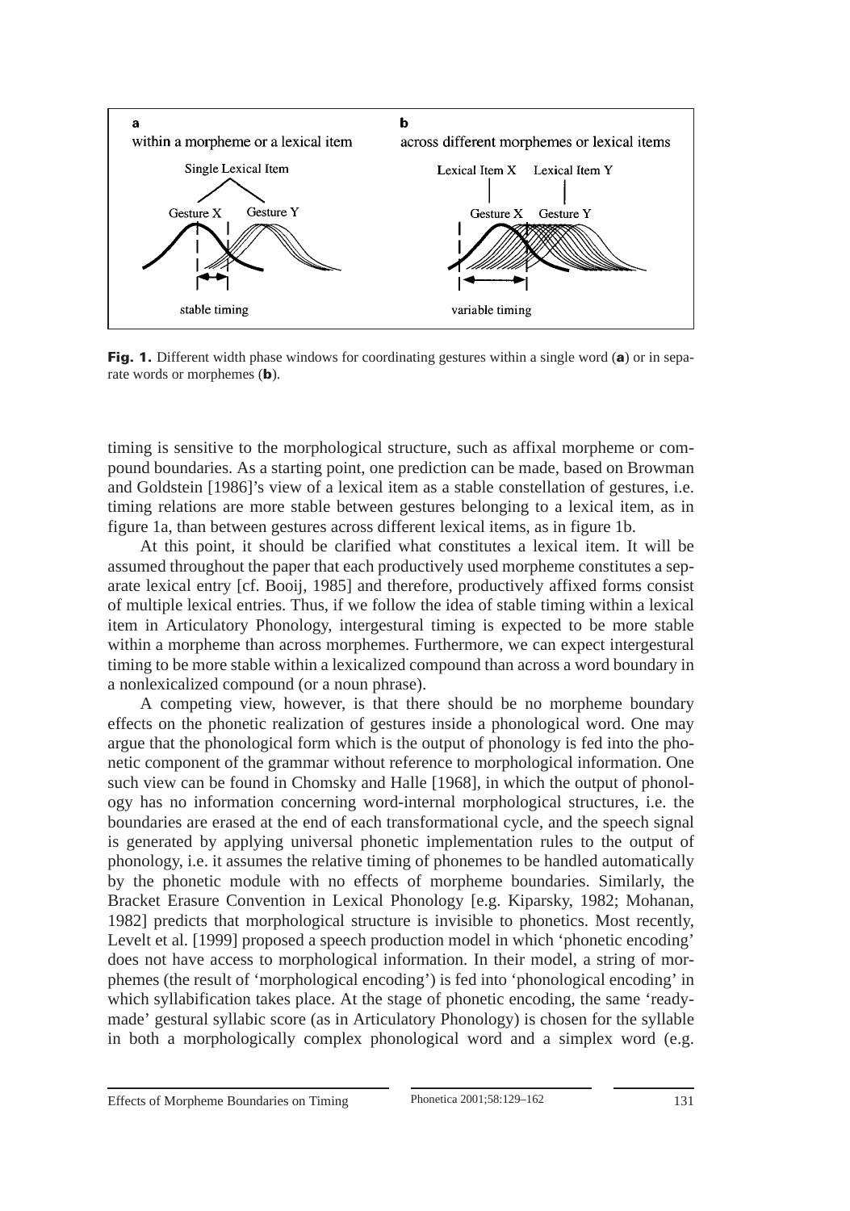**Fig. 1.** Different width phase windows for coordinating gestures within a single word (**a**) or in separate words or morphemes (**b**).

timing is sensitive to the morphological structure, such as affixal morpheme or compound boundaries. As a starting point, one prediction can be made, based on Browman and Goldstein [1986]'s view of a lexical item as a stable constellation of gestures, i.e. timing relations are more stable between gestures belonging to a lexical item, as in figure 1a, than between gestures across different lexical items, as in figure 1b.

At this point, it should be clarified what constitutes a lexical item. It will be assumed throughout the paper that each productively used morpheme constitutes a separate lexical entry [cf. Booij, 1985] and therefore, productively affixed forms consist of multiple lexical entries. Thus, if we follow the idea of stable timing within a lexical item in Articulatory Phonology, intergestural timing is expected to be more stable within a morpheme than across morphemes. Furthermore, we can expect intergestural timing to be more stable within a lexicalized compound than across a word boundary in a nonlexicalized compound (or a noun phrase).

A competing view, however, is that there should be no morpheme boundary effects on the phonetic realization of gestures inside a phonological word. One may argue that the phonological form which is the output of phonology is fed into the phonetic component of the grammar without reference to morphological information. One such view can be found in Chomsky and Halle [1968], in which the output of phonology has no information concerning word-internal morphological structures, i.e. the boundaries are erased at the end of each transformational cycle, and the speech signal is generated by applying universal phonetic implementation rules to the output of phonology, i.e. it assumes the relative timing of phonemes to be handled automatically by the phonetic module with no effects of morpheme boundaries. Similarly, the Bracket Erasure Convention in Lexical Phonology [e.g. Kiparsky, 1982; Mohanan, 1982] predicts that morphological structure is invisible to phonetics. Most recently, Levelt et al. [1999] proposed a speech production model in which 'phonetic encoding' does not have access to morphological information. In their model, a string of morphemes (the result of 'morphological encoding') is fed into 'phonological encoding' in which syllabification takes place. At the stage of phonetic encoding, the same 'ready-made' gestural syllabic score (as in Articulatory Phonology) is chosen for the syllable in both a morphologically complex phonological word and a simplex word (e.g.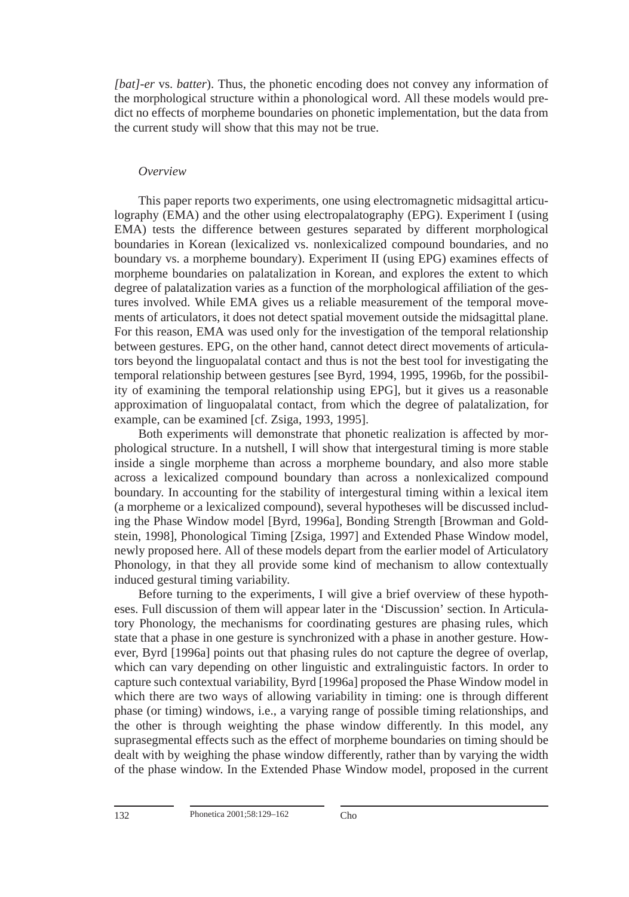*[bat]-er* vs. *batter*). Thus, the phonetic encoding does not convey any information of the morphological structure within a phonological word. All these models would predict no effects of morpheme boundaries on phonetic implementation, but the data from the current study will show that this may not be true.

### *Overview*

This paper reports two experiments, one using electromagnetic midsagittal articulography (EMA) and the other using electropalatography (EPG). Experiment I (using EMA) tests the difference between gestures separated by different morphological boundaries in Korean (lexicalized vs. nonlexicalized compound boundaries, and no boundary vs. a morpheme boundary). Experiment II (using EPG) examines effects of morpheme boundaries on palatalization in Korean, and explores the extent to which degree of palatalization varies as a function of the morphological affiliation of the gestures involved. While EMA gives us a reliable measurement of the temporal movements of articulators, it does not detect spatial movement outside the midsagittal plane. For this reason, EMA was used only for the investigation of the temporal relationship between gestures. EPG, on the other hand, cannot detect direct movements of articulators beyond the linguopalatal contact and thus is not the best tool for investigating the temporal relationship between gestures [see Byrd, 1994, 1995, 1996b, for the possibility of examining the temporal relationship using EPG], but it gives us a reasonable approximation of linguopalatal contact, from which the degree of palatalization, for example, can be examined [cf. Zsiga, 1993, 1995].

Both experiments will demonstrate that phonetic realization is affected by morphological structure. In a nutshell, I will show that intergestural timing is more stable inside a single morpheme than across a morpheme boundary, and also more stable across a lexicalized compound boundary than across a nonlexicalized compound boundary. In accounting for the stability of intergestural timing within a lexical item (a morpheme or a lexicalized compound), several hypotheses will be discussed including the Phase Window model [Byrd, 1996a], Bonding Strength [Browman and Goldstein, 1998], Phonological Timing [Zsiga, 1997] and Extended Phase Window model, newly proposed here. All of these models depart from the earlier model of Articulatory Phonology, in that they all provide some kind of mechanism to allow contextually induced gestural timing variability.

Before turning to the experiments, I will give a brief overview of these hypotheses. Full discussion of them will appear later in the 'Discussion' section. In Articulatory Phonology, the mechanisms for coordinating gestures are phasing rules, which state that a phase in one gesture is synchronized with a phase in another gesture. However, Byrd [1996a] points out that phasing rules do not capture the degree of overlap, which can vary depending on other linguistic and extralinguistic factors. In order to capture such contextual variability, Byrd [1996a] proposed the Phase Window model in which there are two ways of allowing variability in timing: one is through different phase (or timing) windows, i.e., a varying range of possible timing relationships, and the other is through weighting the phase window differently. In this model, any suprasegmental effects such as the effect of morpheme boundaries on timing should be dealt with by weighing the phase window differently, rather than by varying the width of the phase window. In the Extended Phase Window model, proposed in the current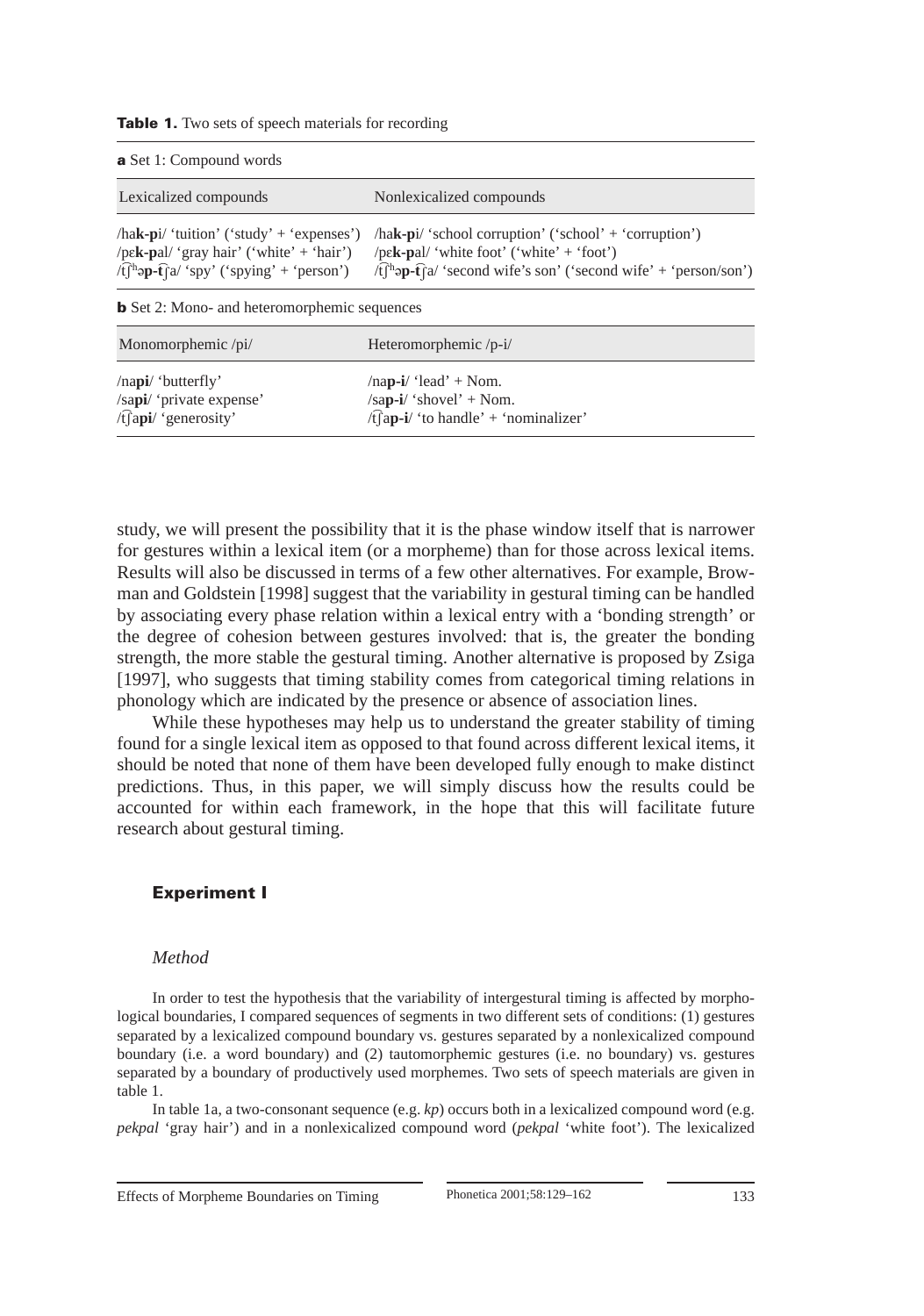**Table 1.** Two sets of speech materials for recording

**a** Set 1: Compound words

| Lexicalized compounds | Nonlexicalized compounds |
|---|---|
| /ha**k-p**i/ 'tuition' ('study' + 'expenses') | /ha**k-p**i/ 'school corruption' ('school' + 'corruption') |
| /pɛ**k-p**al/ 'gray hair' ('white' + 'hair') | /pɛ**k-p**al/ 'white foot' ('white' + 'foot') |
| /t͡ʃʰə**p-t͡ʃ**a/ 'spy' ('spying' + 'person') | /t͡ʃʰə**p-t͡ʃ**a/ 'second wife's son' ('second wife' + 'person/son') |

**b** Set 2: Mono- and heteromorphemic sequences

| Monomorphemic /pi/ | Heteromorphemic /p-i/ |
|---|---|
| /na**pi**/ 'butterfly' | /na**p-i**/ 'lead' + Nom. |
| /sa**pi**/ 'private expense' | /sa**p-i**/ 'shovel' + Nom. |
| /t͡ʃa**pi**/ 'generosity' | /t͡ʃa**p-i**/ 'to handle' + 'nominalizer' |

study, we will present the possibility that it is the phase window itself that is narrower for gestures within a lexical item (or a morpheme) than for those across lexical items. Results will also be discussed in terms of a few other alternatives. For example, Browman and Goldstein [1998] suggest that the variability in gestural timing can be handled by associating every phase relation within a lexical entry with a 'bonding strength' or the degree of cohesion between gestures involved: that is, the greater the bonding strength, the more stable the gestural timing. Another alternative is proposed by Zsiga [1997], who suggests that timing stability comes from categorical timing relations in phonology which are indicated by the presence or absence of association lines.

While these hypotheses may help us to understand the greater stability of timing found for a single lexical item as opposed to that found across different lexical items, it should be noted that none of them have been developed fully enough to make distinct predictions. Thus, in this paper, we will simply discuss how the results could be accounted for within each framework, in the hope that this will facilitate future research about gestural timing.

## Experiment I

### *Method*

In order to test the hypothesis that the variability of intergestural timing is affected by morphological boundaries, I compared sequences of segments in two different sets of conditions: (1) gestures separated by a lexicalized compound boundary vs. gestures separated by a nonlexicalized compound boundary (i.e. a word boundary) and (2) tautomorphemic gestures (i.e. no boundary) vs. gestures separated by a boundary of productively used morphemes. Two sets of speech materials are given in table 1.

In table 1a, a two-consonant sequence (e.g. *kp*) occurs both in a lexicalized compound word (e.g. *pekpal* 'gray hair') and in a nonlexicalized compound word (*pekpal* 'white foot'). The lexicalized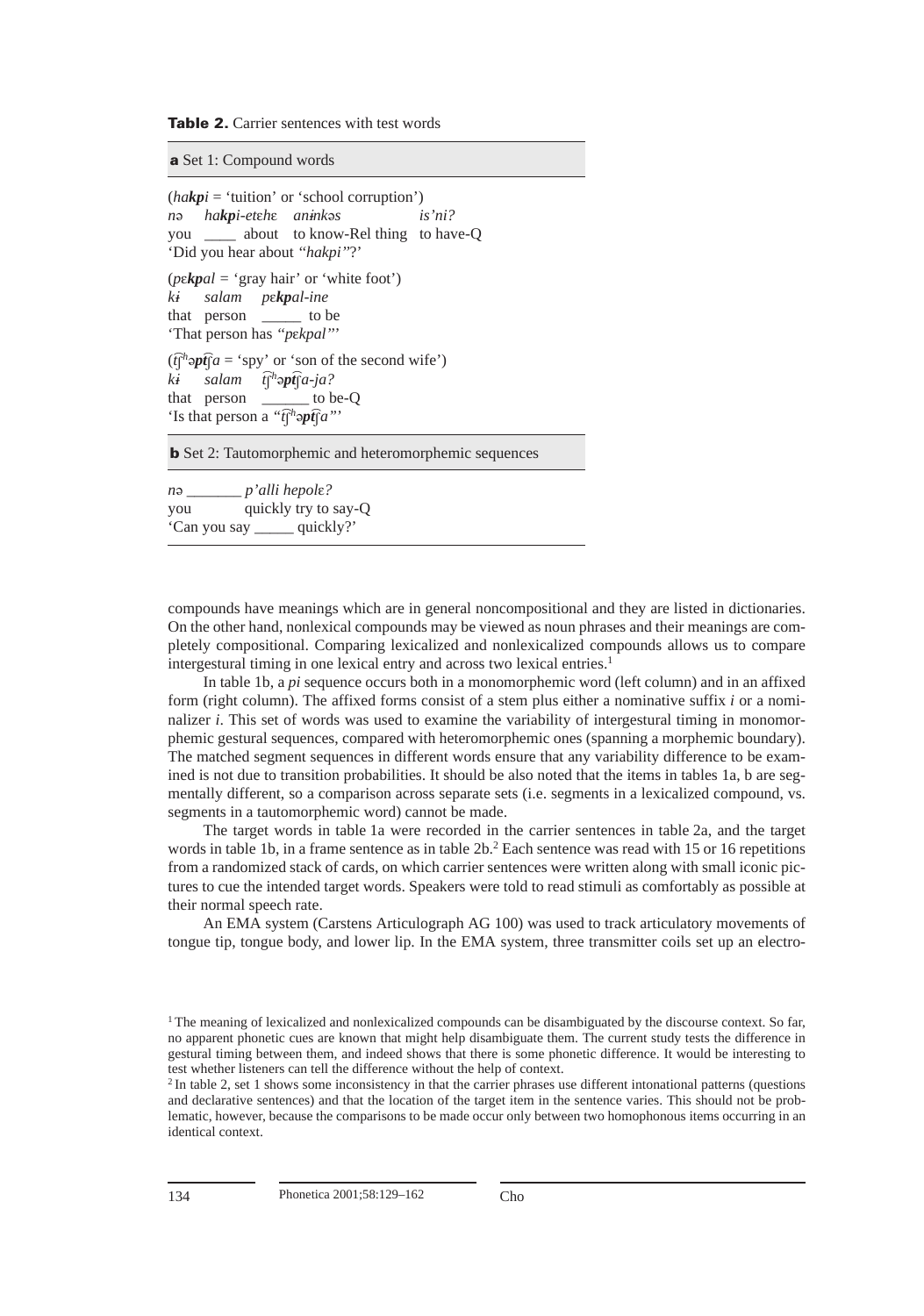**Table 2.** Carrier sentences with test words

**a** Set 1: Compound words

(*ha**kp**i* = 'tuition' or 'school corruption')
*nə ha**kp**i-etɛhɛ anɨnkəs is'ni?*
you ____ about to know-Rel thing to have-Q
'Did you hear about "*hakpi*"?'

(*pɛ**kp**al* = 'gray hair' or 'white foot')
*kɨ salam pɛ**kp**al-ine*
that person _____ to be
'That person has "*pɛkpal*"'

(*t͡ʃʰə**pt͡ʃ**a* = 'spy' or 'son of the second wife')
*kɨ salam t͡ʃʰə**pt͡ʃ**a-ja?*
that person ______ to be-Q
'Is that person a "*t͡ʃʰəpt͡ʃa*"'

**b** Set 2: Tautomorphemic and heteromorphemic sequences

*nə _______ p'alli hepolɛ?*
you quickly try to say-Q
'Can you say _____ quickly?'

compounds have meanings which are in general noncompositional and they are listed in dictionaries. On the other hand, nonlexical compounds may be viewed as noun phrases and their meanings are completely compositional. Comparing lexicalized and nonlexicalized compounds allows us to compare intergestural timing in one lexical entry and across two lexical entries.[1]

In table 1b, a *pi* sequence occurs both in a monomorphemic word (left column) and in an affixed form (right column). The affixed forms consist of a stem plus either a nominative suffix *i* or a nominalizer *i*. This set of words was used to examine the variability of intergestural timing in monomorphemic gestural sequences, compared with heteromorphemic ones (spanning a morpheme boundary). The matched segment sequences in different words ensure that any variability difference to be examined is not due to transition probabilities. It should be also noted that the items in tables 1a, b are segmentally different, so a comparison across separate sets (i.e. segments in a lexicalized compound, vs. segments in a tautomorphemic word) cannot be made.

The target words in table 1a were recorded in the carrier sentences in table 2a, and the target words in table 1b, in a frame sentence as in table 2b.[2] Each sentence was read with 15 or 16 repetitions from a randomized stack of cards, on which carrier sentences were written along with small iconic pictures to cue the intended target words. Speakers were told to read stimuli as comfortably as possible at their normal speech rate.

An EMA system (Carstens Articulograph AG 100) was used to track articulatory movements of tongue tip, tongue body, and lower lip. In the EMA system, three transmitter coils set up an electro-

[1] The meaning of lexicalized and nonlexicalized compounds can be disambiguated by the discourse context. So far, no apparent phonetic cues are known that might help disambiguate them. The current study tests the difference in gestural timing between them, and indeed shows that there is some phonetic difference. It would be interesting to test whether listeners can tell the difference without the help of context.

[2] In table 2, set 1 shows some inconsistency in that the carrier phrases use different intonational patterns (questions and declarative sentences) and that the location of the target item in the sentence varies. This should not be problematic, however, because the comparisons to be made occur only between two homophonous items occurring in an identical context.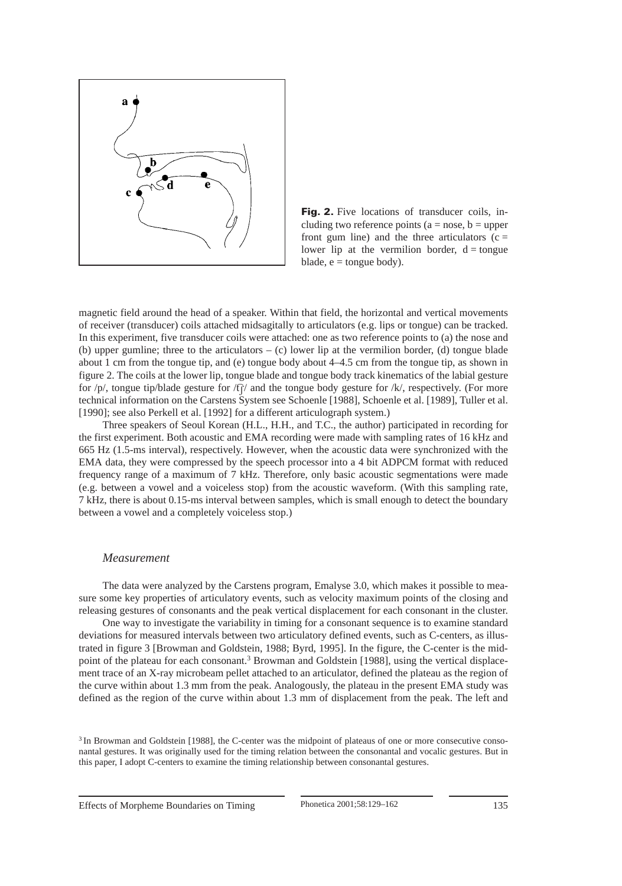Fig. 2. Five locations of transducer coils, including two reference points (a = nose, b = upper front gum line) and the three articulators (c = lower lip at the vermilion border, d = tongue blade, e = tongue body).

magnetic field around the head of a speaker. Within that field, the horizontal and vertical movements of receiver (transducer) coils attached midsagitally to articulators (e.g. lips or tongue) can be tracked. In this experiment, five transducer coils were attached: one as two reference points to (a) the nose and (b) upper gumline; three to the articulators – (c) lower lip at the vermilion border, (d) tongue blade about 1 cm from the tongue tip, and (e) tongue body about 4–4.5 cm from the tongue tip, as shown in figure 2. The coils at the lower lip, tongue blade and tongue body track kinematics of the labial gesture for /p/, tongue tip/blade gesture for /t͡ʃ/ and the tongue body gesture for /k/, respectively. (For more technical information on the Carstens System see Schoenle [1988], Schoenle et al. [1989], Tuller et al. [1990]; see also Perkell et al. [1992] for a different articulograph system.)

Three speakers of Seoul Korean (H.L., H.H., and T.C., the author) participated in recording for the first experiment. Both acoustic and EMA recording were made with sampling rates of 16 kHz and 665 Hz (1.5-ms interval), respectively. However, when the acoustic data were synchronized with the EMA data, they were compressed by the speech processor into a 4 bit ADPCM format with reduced frequency range of a maximum of 7 kHz. Therefore, only basic acoustic segmentations were made (e.g. between a vowel and a voiceless stop) from the acoustic waveform. (With this sampling rate, 7 kHz, there is about 0.15-ms interval between samples, which is small enough to detect the boundary between a vowel and a completely voiceless stop.)

### *Measurement*

The data were analyzed by the Carstens program, Emalyse 3.0, which makes it possible to measure some key properties of articulatory events, such as velocity maximum points of the closing and releasing gestures of consonants and the peak vertical displacement for each consonant in the cluster.

One way to investigate the variability in timing for a consonant sequence is to examine standard deviations for measured intervals between two articulatory defined events, such as C-centers, as illustrated in figure 3 [Browman and Goldstein, 1988; Byrd, 1995]. In the figure, the C-center is the midpoint of the plateau for each consonant.[3] Browman and Goldstein [1988], using the vertical displacement trace of an X-ray microbeam pellet attached to an articulator, defined the plateau as the region of the curve within about 1.3 mm from the peak. Analogously, the plateau in the present EMA study was defined as the region of the curve within about 1.3 mm of displacement from the peak. The left and

[3] In Browman and Goldstein [1988], the C-center was the midpoint of plateaus of one or more consecutive consonantal gestures. It was originally used for the timing relation between the consonantal and vocalic gestures. But in this paper, I adopt C-centers to examine the timing relationship between consonantal gestures.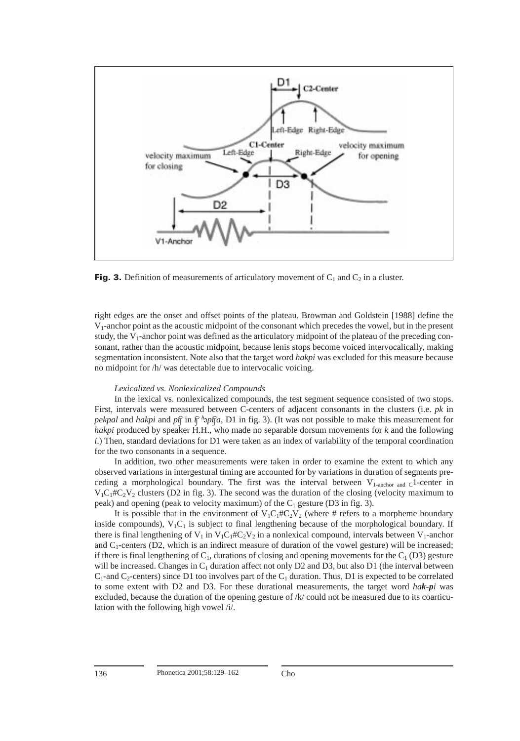**Fig. 3.** Definition of measurements of articulatory movement of $C_1$ and $C_2$ in a cluster.

right edges are the onset and offset points of the plateau. Browman and Goldstein [1988] define the $V_1$-anchor point as the acoustic midpoint of the consonant which precedes the vowel, but in the present study, the $V_1$-anchor point was defined as the articulatory midpoint of the plateau of the preceding consonant, rather than the acoustic midpoint, because lenis stops become voiced intervocalically, making segmentation inconsistent. Note also that the target word *hakpi* was excluded for this measure because no midpoint for /h/ was detectable due to intervocalic voicing.

*Lexicalized vs. Nonlexicalized Compounds*

In the lexical vs. nonlexicalized compounds, the test segment sequence consisted of two stops. First, intervals were measured between C-centers of adjacent consonants in the clusters (i.e. *pk* in *pekpal* and *hakpi* and *pʧ͡* in *ʧ͡ʰəpʧ͡a*, D1 in fig. 3). (It was not possible to make this measurement for *hakpi* produced by speaker H.H., who made no separable dorsum movements for *k* and the following *i*.) Then, standard deviations for D1 were taken as an index of variability of the temporal coordination for the two consonants in a sequence.

In addition, two other measurements were taken in order to examine the extent to which any observed variations in intergestural timing are accounted for by variations in duration of segments preceding a morphological boundary. The first was the interval between $V_{1\text{-anchor and }C}1$-center in $V_1C_1\#C_2V_2$ clusters (D2 in fig. 3). The second was the duration of the closing (velocity maximum to peak) and opening (peak to velocity maximum) of the $C_1$ gesture (D3 in fig. 3).

It is possible that in the environment of $V_1C_1\#C_2V_2$ (where # refers to a morpheme boundary inside compounds), $V_1C_1$ is subject to final lengthening because of the morphological boundary. If there is final lengthening of $V_1$ in $V_1C_1\#C_2V_2$ in a nonlexical compound, intervals between $V_1$-anchor and $C_1$-centers (D2, which is an indirect measure of duration of the vowel gesture) will be increased; if there is final lengthening of $C_1$, durations of closing and opening movements for the $C_1$ (D3) gesture will be increased. Changes in $C_1$ duration affect not only D2 and D3, but also D1 (the interval between $C_1$-and $C_2$-centers) since D1 too involves part of the $C_1$ duration. Thus, D1 is expected to be correlated to some extent with D2 and D3. For these durational measurements, the target word ***hak-pi*** was excluded, because the duration of the opening gesture of /k/ could not be measured due to its coarticulation with the following high vowel /i/.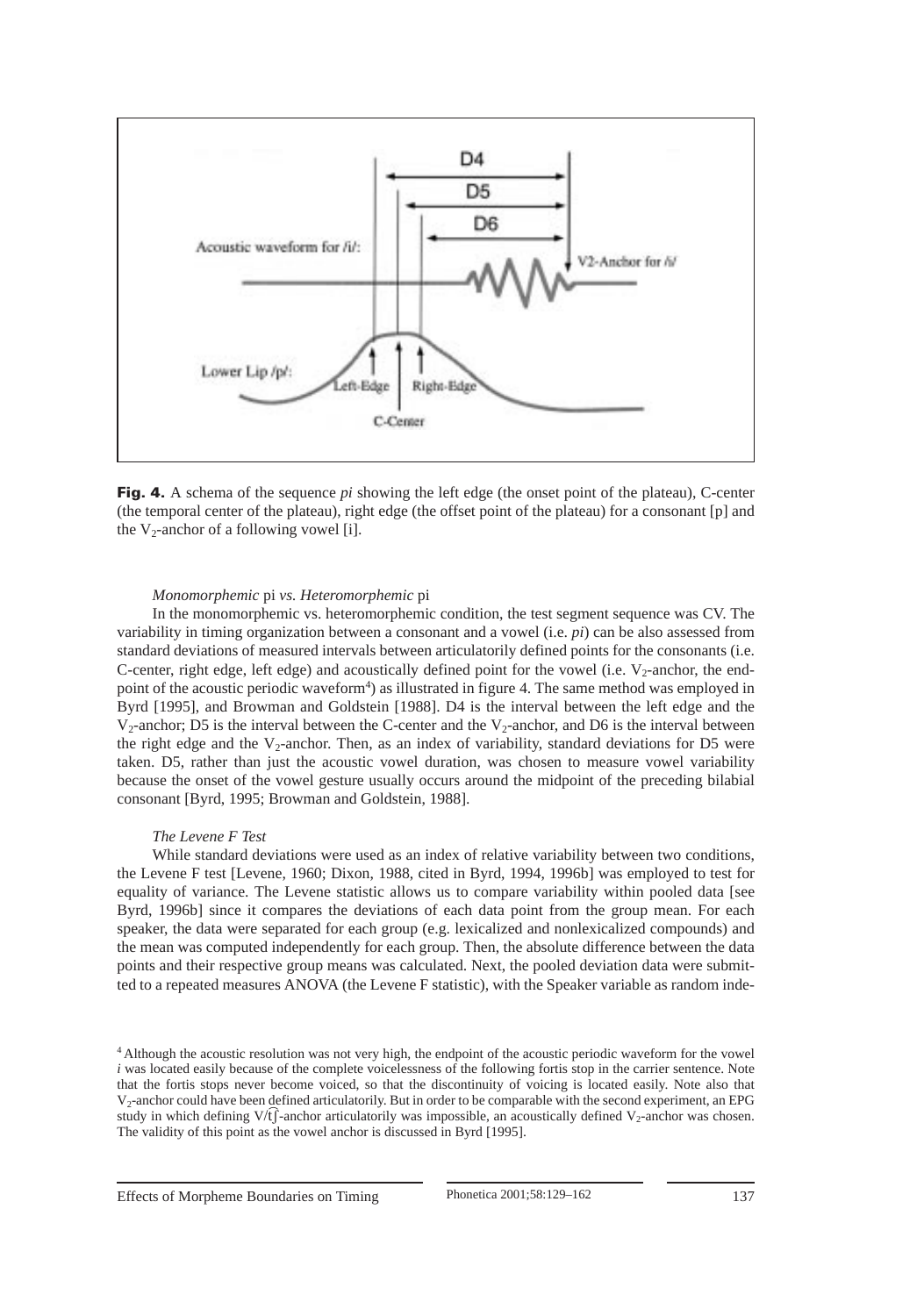**Fig. 4.** A schema of the sequence *pi* showing the left edge (the onset point of the plateau), C-center (the temporal center of the plateau), right edge (the offset point of the plateau) for a consonant [p] and the $V_2$-anchor of a following vowel [i].

*Monomorphemic* pi *vs. Heteromorphemic* pi

In the monomorphemic vs. heteromorphemic condition, the test segment sequence was CV. The variability in timing organization between a consonant and a vowel (i.e. *pi*) can be also assessed from standard deviations of measured intervals between articulatorily defined points for the consonants (i.e. C-center, right edge, left edge) and acoustically defined point for the vowel (i.e. $V_2$-anchor, the endpoint of the acoustic periodic waveform[4]) as illustrated in figure 4. The same method was employed in Byrd [1995], and Browman and Goldstein [1988]. D4 is the interval between the left edge and the $V_2$-anchor; D5 is the interval between the C-center and the $V_2$-anchor, and D6 is the interval between the right edge and the $V_2$-anchor. Then, as an index of variability, standard deviations for D5 were taken. D5, rather than just the acoustic vowel duration, was chosen to measure vowel variability because the onset of the vowel gesture usually occurs around the midpoint of the preceding bilabial consonant [Byrd, 1995; Browman and Goldstein, 1988].

*The Levene F Test*

While standard deviations were used as an index of relative variability between two conditions, the Levene F test [Levene, 1960; Dixon, 1988, cited in Byrd, 1994, 1996b] was employed to test for equality of variance. The Levene statistic allows us to compare variability within pooled data [see Byrd, 1996b] since it compares the deviations of each data point from the group mean. For each speaker, the data were separated for each group (e.g. lexicalized and nonlexicalized compounds) and the mean was computed independently for each group. Then, the absolute difference between the data points and their respective group means was calculated. Next, the pooled deviation data were submitted to a repeated measures ANOVA (the Levene F statistic), with the Speaker variable as random inde-

[4] Although the acoustic resolution was not very high, the endpoint of the acoustic periodic waveform for the vowel *i* was located easily because of the complete voicelessness of the following fortis stop in the carrier sentence. Note that the fortis stops never become voiced, so that the discontinuity of voicing is located easily. Note also that $V_2$-anchor could have been defined articulatorily. But in order to be comparable with the second experiment, an EPG study in which defining V/t͡ʃ-anchor articulatorily was impossible, an acoustically defined $V_2$-anchor was chosen. The validity of this point as the vowel anchor is discussed in Byrd [1995].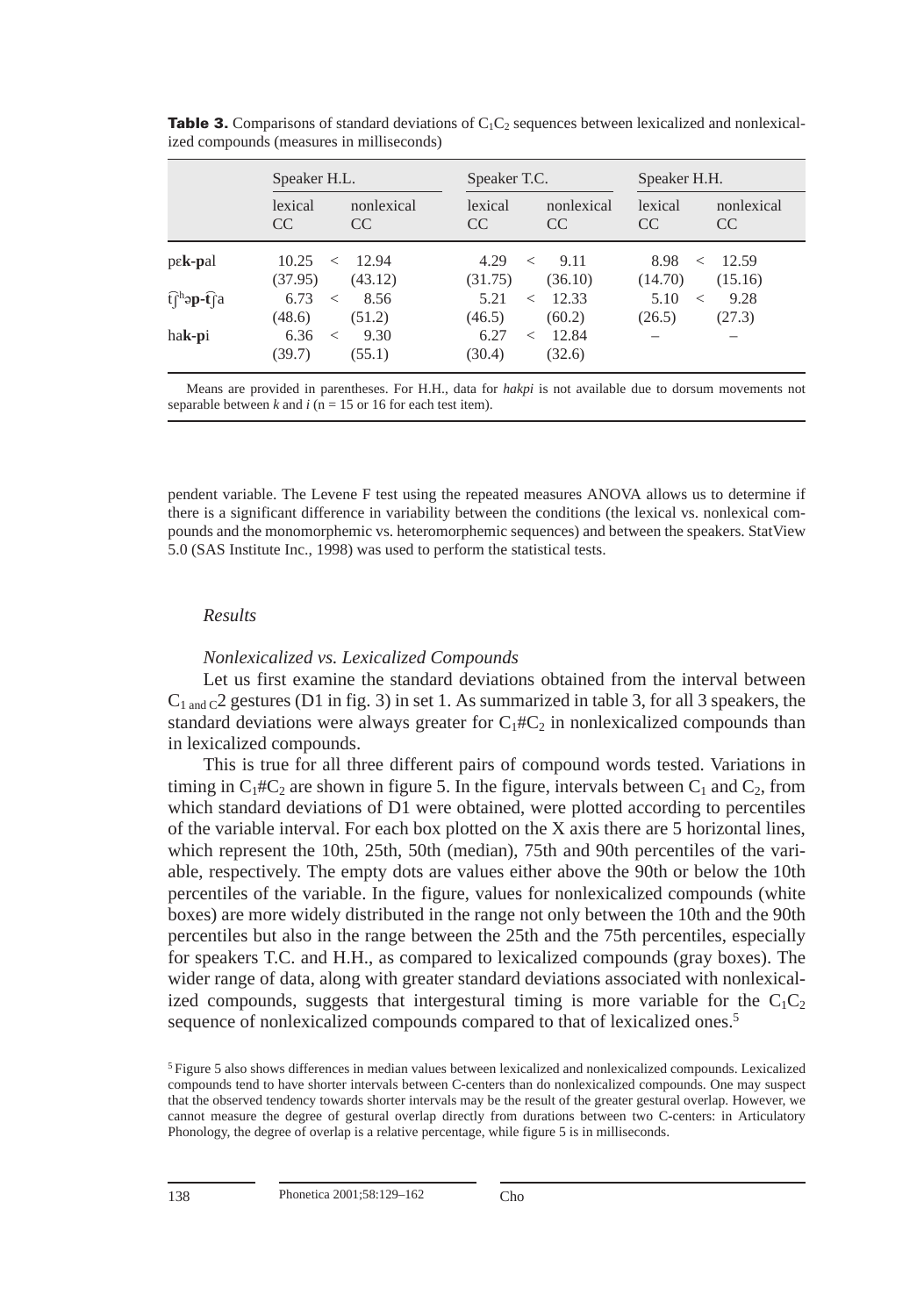**Table 3.** Comparisons of standard deviations of $C_1C_2$ sequences between lexicalized and nonlexicalized compounds (measures in milliseconds)

| | Speaker H.L. | | | Speaker T.C. | | | Speaker H.H. | | |
|---|---|---|---|---|---|---|---|---|---|
| | lexical CC | | nonlexical CC | lexical CC | | nonlexical CC | lexical CC | | nonlexical CC |
| pɛ**k-p**al | 10.25 (37.95) | < | 12.94 (43.12) | 4.29 (31.75) | < | 9.11 (36.10) | 8.98 (14.70) | < | 12.59 (15.16) |
| t͡ʃʰə**p-t͡ʃ**a | 6.73 (48.6) | < | 8.56 (51.2) | 5.21 (46.5) | < | 12.33 (60.2) | 5.10 (26.5) | < | 9.28 (27.3) |
| ha**k-p**i | 6.36 (39.7) | < | 9.30 (55.1) | 6.27 (30.4) | < | 12.84 (32.6) | – | | – |

Means are provided in parentheses. For H.H., data for *hakpi* is not available due to dorsum movements not separable between *k* and *i* (n = 15 or 16 for each test item).

pendent variable. The Levene F test using the repeated measures ANOVA allows us to determine if there is a significant difference in variability between the conditions (the lexical vs. nonlexical compounds and the monomorphemic vs. heteromorphemic sequences) and between the speakers. StatView 5.0 (SAS Institute Inc., 1998) was used to perform the statistical tests.

### *Results*

#### *Nonlexicalized vs. Lexicalized Compounds*

Let us first examine the standard deviations obtained from the interval between $C_{1 \text{ and } C}2$ gestures (D1 in fig. 3) in set 1. As summarized in table 3, for all 3 speakers, the standard deviations were always greater for $C_1\#C_2$ in nonlexicalized compounds than in lexicalized compounds.

This is true for all three different pairs of compound words tested. Variations in timing in $C_1\#C_2$ are shown in figure 5. In the figure, intervals between $C_1$ and $C_2$, from which standard deviations of D1 were obtained, were plotted according to percentiles of the variable interval. For each box plotted on the X axis there are 5 horizontal lines, which represent the 10th, 25th, 50th (median), 75th and 90th percentiles of the variable, respectively. The empty dots are values either above the 90th or below the 10th percentiles of the variable. In the figure, values for nonlexicalized compounds (white boxes) are more widely distributed in the range not only between the 10th and the 90th percentiles but also in the range between the 25th and the 75th percentiles, especially for speakers T.C. and H.H., as compared to lexicalized compounds (gray boxes). The wider range of data, along with greater standard deviations associated with nonlexicalized compounds, suggests that intergestural timing is more variable for the $C_1C_2$ sequence of nonlexicalized compounds compared to that of lexicalized ones.[5]

[5] Figure 5 also shows differences in median values between lexicalized and nonlexicalized compounds. Lexicalized compounds tend to have shorter intervals between C-centers than do nonlexicalized compounds. One may suspect that the observed tendency towards shorter intervals may be the result of the greater gestural overlap. However, we cannot measure the degree of gestural overlap directly from durations between two C-centers: in Articulatory Phonology, the degree of overlap is a relative percentage, while figure 5 is in milliseconds.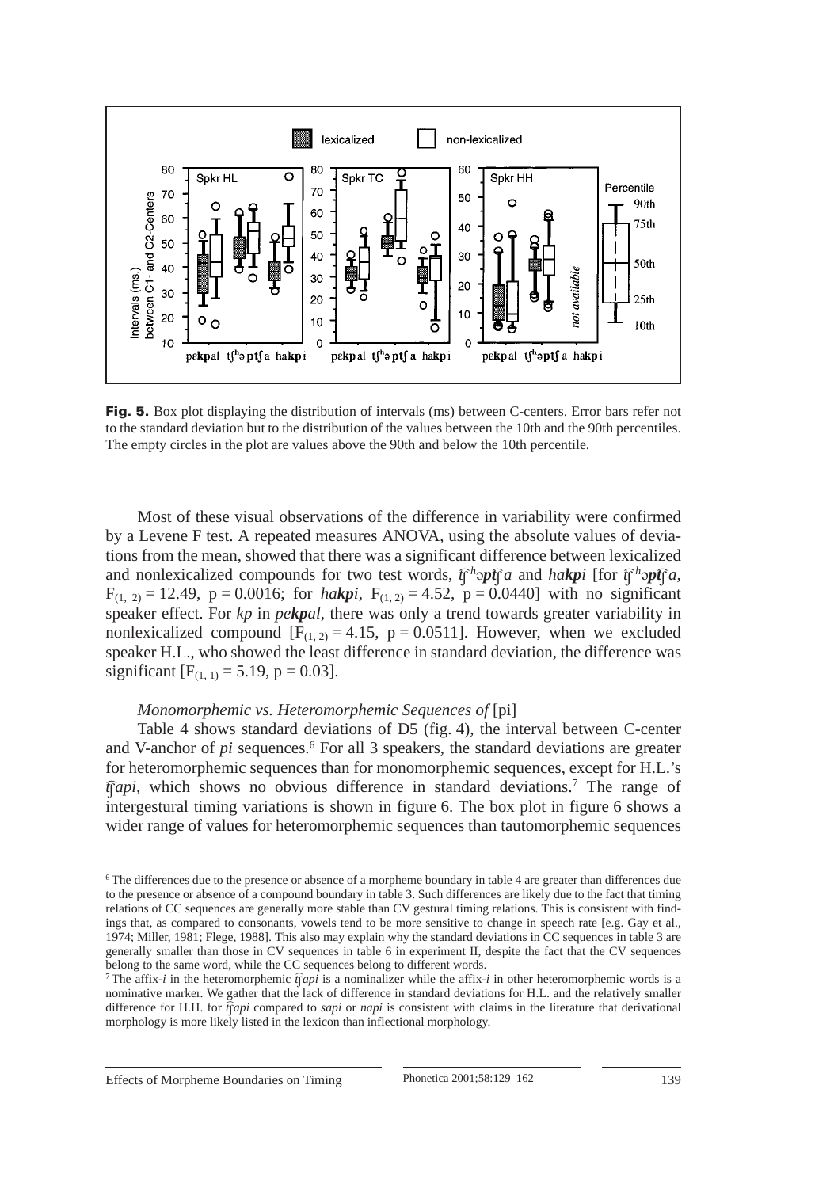**Fig. 5.** Box plot displaying the distribution of intervals (ms) between C-centers. Error bars refer not to the standard deviation but to the distribution of the values between the 10th and the 90th percentiles. The empty circles in the plot are values above the 90th and below the 10th percentile.

Most of these visual observations of the difference in variability were confirmed by a Levene F test. A repeated measures ANOVA, using the absolute values of deviations from the mean, showed that there was a significant difference between lexicalized and nonlexicalized compounds for two test words, *t͡ʃʰə**pt͡ʃ**a* and *ha**kp**i* [for *t͡ʃʰə**pt͡ʃ**a*, $F_{(1, 2)} = 12.49$, $p = 0.0016$; for *ha**kp**i*, $F_{(1, 2)} = 4.52$, $p = 0.0440$] with no significant speaker effect. For *kp* in *pɛ**kp**al*, there was only a trend towards greater variability in nonlexicalized compound [$F_{(1, 2)} = 4.15$, $p = 0.0511$]. However, when we excluded speaker H.L., who showed the least difference in standard deviation, the difference was significant [$F_{(1, 1)} = 5.19$, $p = 0.03$].

*Monomorphemic vs. Heteromorphemic Sequences of* [pi]

Table 4 shows standard deviations of D5 (fig. 4), the interval between C-center and V-anchor of *pi* sequences.[6] For all 3 speakers, the standard deviations are greater for heteromorphemic sequences than for monomorphemic sequences, except for H.L.'s *t͡ʃapi*, which shows no obvious difference in standard deviations.[7] The range of intergestural timing variations is shown in figure 6. The box plot in figure 6 shows a wider range of values for heteromorphemic sequences than tautomorphemic sequences

[6] The differences due to the presence or absence of a morpheme boundary in table 4 are greater than differences due to the presence or absence of a compound boundary in table 3. Such differences are likely due to the fact that timing relations of CC sequences are generally more stable than CV gestural timing relations. This is consistent with findings that, as compared to consonants, vowels tend to be more sensitive to change in speech rate [e.g. Gay et al., 1974; Miller, 1981; Flege, 1988]. This also may explain why the standard deviations in CC sequences in table 3 are generally smaller than those in CV sequences in table 6 in experiment II, despite the fact that the CV sequences belong to the same word, while the CC sequences belong to different words.

[7] The affix-*i* in the heteromorphemic *t͡ʃapi* is a nominalizer while the affix-*i* in other heteromorphemic words is a nominative marker. We gather that the lack of difference in standard deviations for H.L. and the relatively smaller difference for H.H. for *t͡ʃapi* compared to *sapi* or *napi* is consistent with claims in the literature that derivational morphology is more likely listed in the lexicon than inflectional morphology.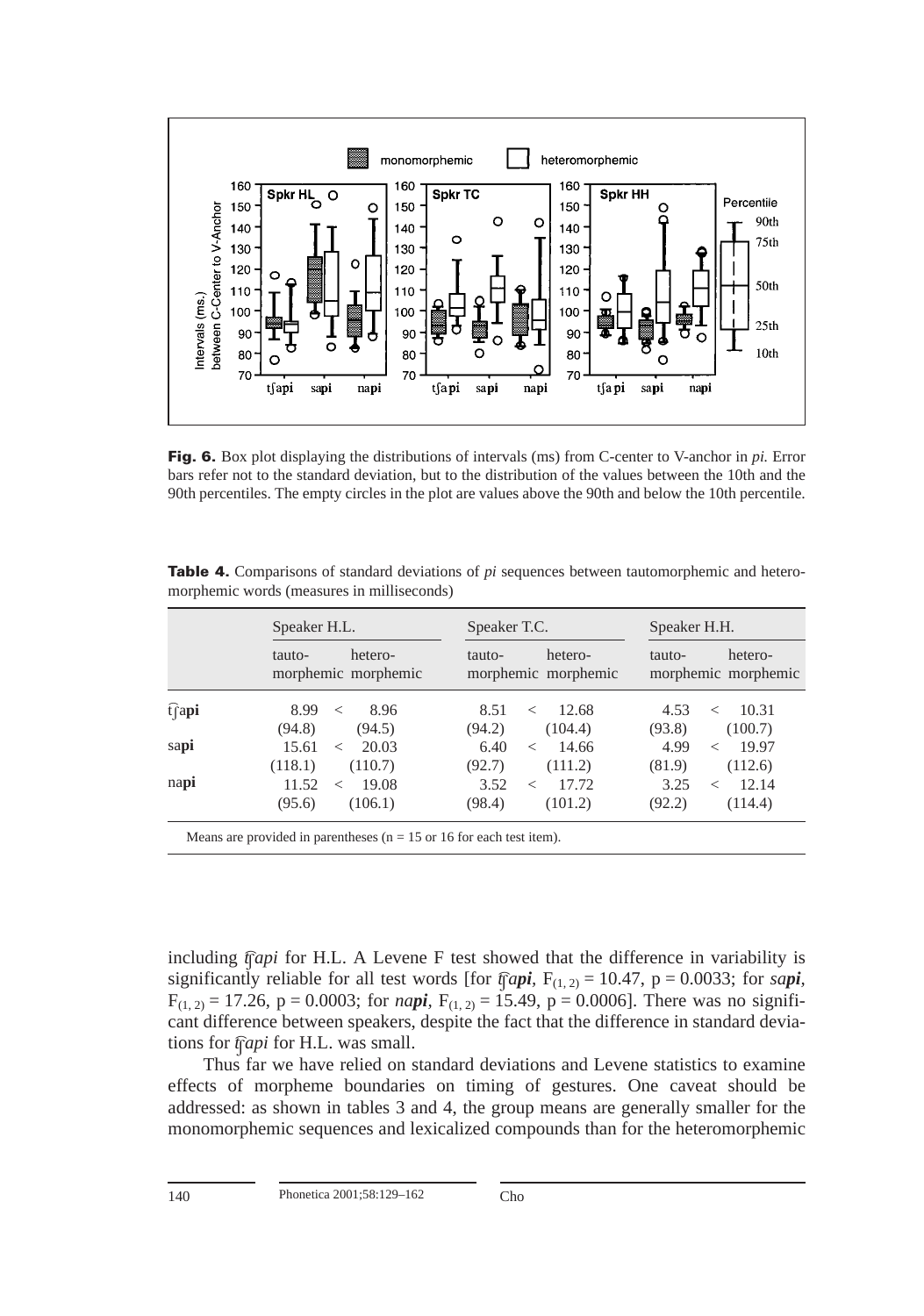**Fig. 6.** Box plot displaying the distributions of intervals (ms) from C-center to V-anchor in *pi.* Error bars refer not to the standard deviation, but to the distribution of the values between the 10th and the 90th percentiles. The empty circles in the plot are values above the 90th and below the 10th percentile.

**Table 4.** Comparisons of standard deviations of *pi* sequences between tautomorphemic and heteromorphemic words (measures in milliseconds)

| | Speaker H.L. | | | Speaker T.C. | | | Speaker H.H. | | |
|---|---|---|---|---|---|---|---|---|---|
| | tauto-morphemic | | hetero-morphemic | tauto-morphemic | | hetero-morphemic | tauto-morphemic | | hetero-morphemic |
| t͡ʃa**pi** | 8.99 (94.8) | < | 8.96 (94.5) | 8.51 (94.2) | < | 12.68 (104.4) | 4.53 (93.8) | < | 10.31 (100.7) |
| sa**pi** | 15.61 (118.1) | < | 20.03 (110.7) | 6.40 (92.7) | < | 14.66 (111.2) | 4.99 (81.9) | < | 19.97 (112.6) |
| na**pi** | 11.52 (95.6) | < | 19.08 (106.1) | 3.52 (98.4) | < | 17.72 (101.2) | 3.25 (92.2) | < | 12.14 (114.4) |

Means are provided in parentheses (n = 15 or 16 for each test item).

including *t͡ʃapi* for H.L. A Levene F test showed that the difference in variability is significantly reliable for all test words [for *t͡ʃa**pi***, $F_{(1, 2)} = 10.47$, $p = 0.0033$; for *sa**pi***, $F_{(1, 2)} = 17.26$, $p = 0.0003$; for *na**pi***, $F_{(1, 2)} = 15.49$, $p = 0.0006$]. There was no significant difference between speakers, despite the fact that the difference in standard deviations for *t͡ʃapi* for H.L. was small.

Thus far we have relied on standard deviations and Levene statistics to examine effects of morpheme boundaries on timing of gestures. One caveat should be addressed: as shown in tables 3 and 4, the group means are generally smaller for the monomorphemic sequences and lexicalized compounds than for the heteromorphemic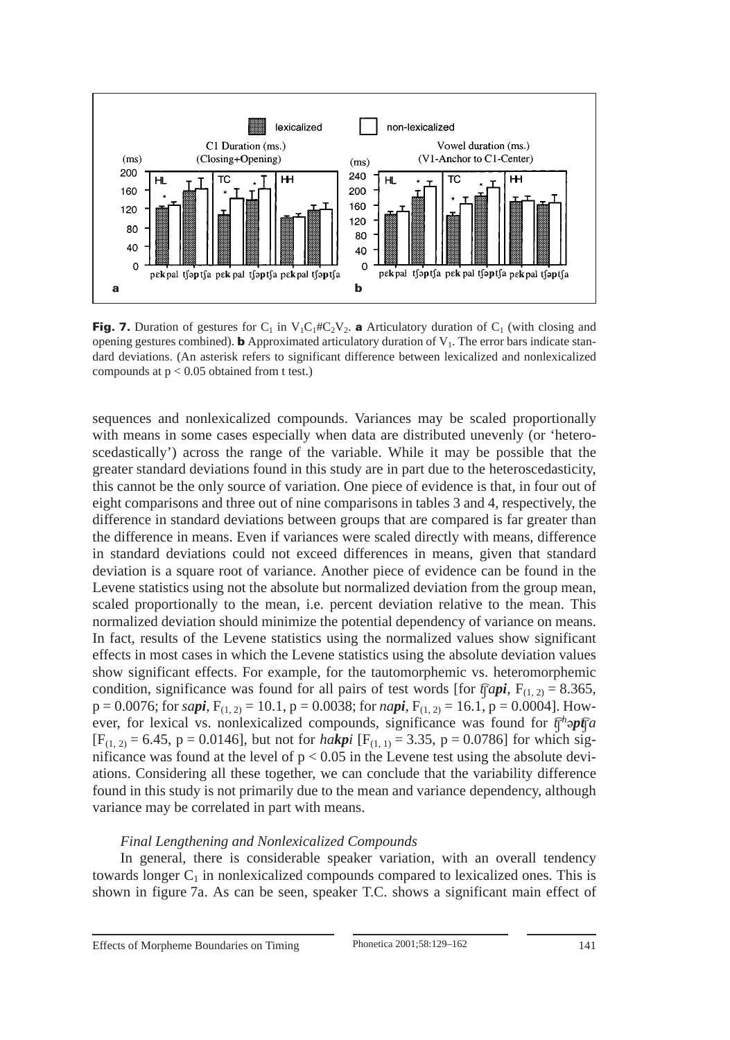**Fig. 7.** Duration of gestures for $C_1$ in $V_1C_1\#C_2V_2$. **a** Articulatory duration of $C_1$ (with closing and opening gestures combined). **b** Approximated articulatory duration of $V_1$. The error bars indicate standard deviations. (An asterisk refers to significant difference between lexicalized and nonlexicalized compounds at $p < 0.05$ obtained from t test.)

sequences and nonlexicalized compounds. Variances may be scaled proportionally with means in some cases especially when data are distributed unevenly (or 'heteroscedastically') across the range of the variable. While it may be possible that the greater standard deviations found in this study are in part due to the heteroscedasticity, this cannot be the only source of variation. One piece of evidence is that, in four out of eight comparisons and three out of nine comparisons in tables 3 and 4, respectively, the difference in standard deviations between groups that are compared is far greater than the difference in means. Even if variances were scaled directly with means, difference in standard deviations could not exceed differences in means, given that standard deviation is a square root of variance. Another piece of evidence can be found in the Levene statistics using not the absolute but normalized deviation from the group mean, scaled proportionally to the mean, i.e. percent deviation relative to the mean. This normalized deviation should minimize the potential dependency of variance on means. In fact, results of the Levene statistics using the normalized values show significant effects in most cases in which the Levene statistics using the absolute deviation values show significant effects. For example, for the tautomorphemic vs. heteromorphemic condition, significance was found for all pairs of test words [for *t͡ʃ**api***, $F_{(1, 2)} = 8.365$, $p = 0.0076$; for *s**api***, $F_{(1, 2)} = 10.1$, $p = 0.0038$; for *n**api***, $F_{(1, 2)} = 16.1$, $p = 0.0004$]. However, for lexical vs. nonlexicalized compounds, significance was found for *t͡ʃʰə**pt͡ʃ**a* [$F_{(1, 2)} = 6.45$, $p = 0.0146$], but not for *ha**kpi*** [$F_{(1, 1)} = 3.35$, $p = 0.0786$] for which significance was found at the level of $p < 0.05$ in the Levene test using the absolute deviations. Considering all these together, we can conclude that the variability difference found in this study is not primarily due to the mean and variance dependency, although variance may be correlated in part with means.

*Final Lengthening and Nonlexicalized Compounds*

In general, there is considerable speaker variation, with an overall tendency towards longer $C_1$ in nonlexicalized compounds compared to lexicalized ones. This is shown in figure 7a. As can be seen, speaker T.C. shows a significant main effect of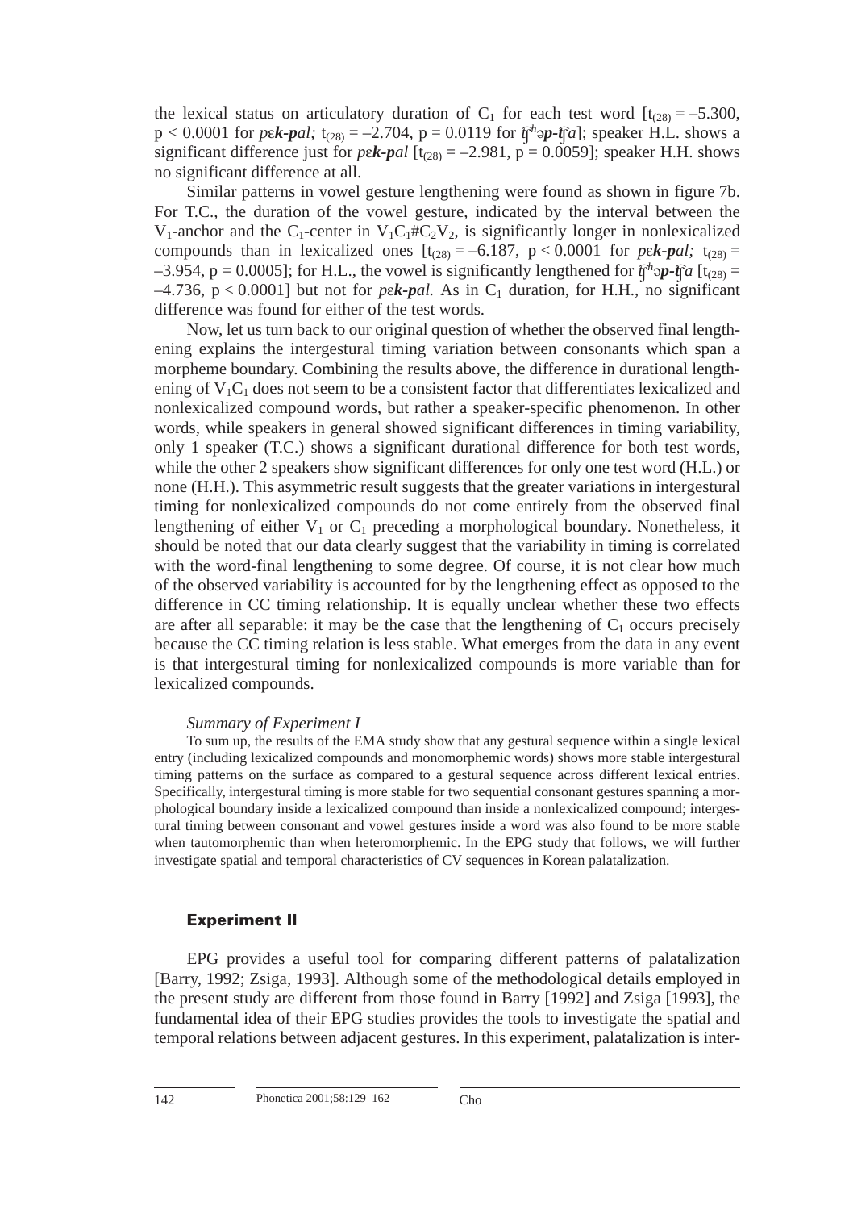the lexical status on articulatory duration of $C_1$ for each test word [$t_{(28)} = -5.300$, $p < 0.0001$ for *pɛ**k-p**al;* $t_{(28)} = -2.704$, $p = 0.0119$ for *t͡ʃʰə**p-t͡ʃ**a*]; speaker H.L. shows a significant difference just for *pɛ**k-p**al* [$t_{(28)} = -2.981$, $p = 0.0059$]; speaker H.H. shows no significant difference at all.

Similar patterns in vowel gesture lengthening were found as shown in figure 7b. For T.C., the duration of the vowel gesture, indicated by the interval between the $V_1$-anchor and the $C_1$-center in $V_1C_1\#C_2V_2$, is significantly longer in nonlexicalized compounds than in lexicalized ones [$t_{(28)} = -6.187$, $p < 0.0001$ for *pɛ**k-p**al;* $t_{(28)} = -3.954$, $p = 0.0005$]; for H.L., the vowel is significantly lengthened for *t͡ʃʰə**p-t͡ʃ**a* [$t_{(28)} = -4.736$, $p < 0.0001$] but not for *pɛ**k-p**al.* As in $C_1$ duration, for H.H., no significant difference was found for either of the test words.

Now, let us turn back to our original question of whether the observed final lengthening explains the intergestural timing variation between consonants which span a morpheme boundary. Combining the results above, the difference in durational lengthening of $V_1C_1$ does not seem to be a consistent factor that differentiates lexicalized and nonlexicalized compound words, but rather a speaker-specific phenomenon. In other words, while speakers in general showed significant differences in timing variability, only 1 speaker (T.C.) shows a significant durational difference for both test words, while the other 2 speakers show significant differences for only one test word (H.L.) or none (H.H.). This asymmetric result suggests that the greater variations in intergestural timing for nonlexicalized compounds do not come entirely from the observed final lengthening of either $V_1$ or $C_1$ preceding a morphological boundary. Nonetheless, it should be noted that our data clearly suggest that the variability in timing is correlated with the word-final lengthening to some degree. Of course, it is not clear how much of the observed variability is accounted for by the lengthening effect as opposed to the difference in CC timing relationship. It is equally unclear whether these two effects are after all separable: it may be the case that the lengthening of $C_1$ occurs precisely because the CC timing relation is less stable. What emerges from the data in any event is that intergestural timing for nonlexicalized compounds is more variable than for lexicalized compounds.

*Summary of Experiment I*

To sum up, the results of the EMA study show that any gestural sequence within a single lexical entry (including lexicalized compounds and monomorphemic words) shows more stable intergestural timing patterns on the surface as compared to a gestural sequence across different lexical entries. Specifically, intergestural timing is more stable for two sequential consonant gestures spanning a morphological boundary inside a lexicalized compound than inside a nonlexicalized compound; intergestural timing between consonant and vowel gestures inside a word was also found to be more stable when tautomorphemic than when heteromorphemic. In the EPG study that follows, we will further investigate spatial and temporal characteristics of CV sequences in Korean palatalization.

## Experiment II

EPG provides a useful tool for comparing different patterns of palatalization [Barry, 1992; Zsiga, 1993]. Although some of the methodological details employed in the present study are different from those found in Barry [1992] and Zsiga [1993], the fundamental idea of their EPG studies provides the tools to investigate the spatial and temporal relations between adjacent gestures. In this experiment, palatalization is inter-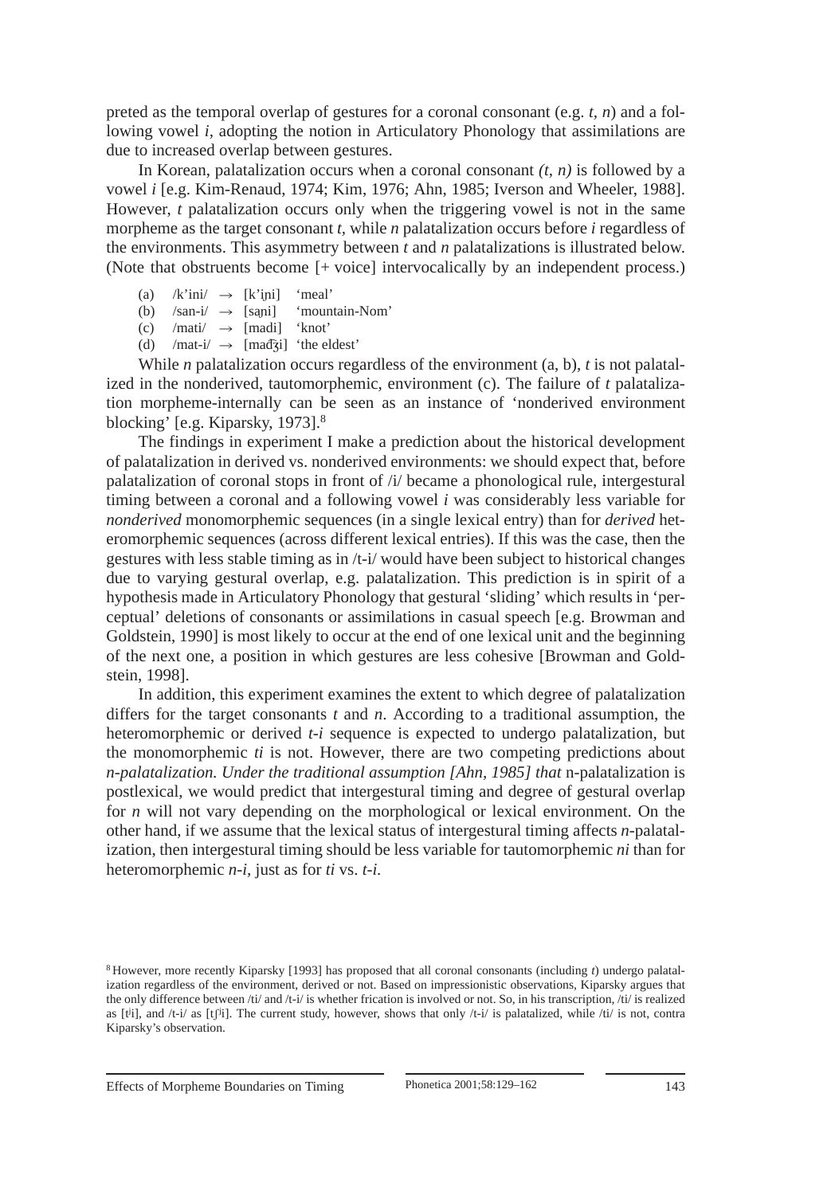preted as the temporal overlap of gestures for a coronal consonant (e.g. *t, n*) and a following vowel *i*, adopting the notion in Articulatory Phonology that assimilations are due to increased overlap between gestures.

In Korean, palatalization occurs when a coronal consonant *(t, n)* is followed by a vowel *i* [e.g. Kim-Renaud, 1974; Kim, 1976; Ahn, 1985; Iverson and Wheeler, 1988]. However, *t* palatalization occurs only when the triggering vowel is not in the same morpheme as the target consonant *t*, while *n* palatalization occurs before *i* regardless of the environments. This asymmetry between *t* and *n* palatalizations is illustrated below. (Note that obstruents become [+ voice] intervocalically by an independent process.)

(a) /k'ini/ → [k'iɲi] 'meal'
(b) /san-i/ → [saɲi] 'mountain-Nom'
(c) /mati/ → [madi] 'knot'
(d) /mat-i/ → [maʤi] 'the eldest'

While *n* palatalization occurs regardless of the environment (a, b), *t* is not palatalized in the nonderived, tautomorphemic, environment (c). The failure of *t* palatalization morpheme-internally can be seen as an instance of 'nonderived environment blocking' [e.g. Kiparsky, 1973].[8]

The findings in experiment I make a prediction about the historical development of palatalization in derived vs. nonderived environments: we should expect that, before palatalization of coronal stops in front of /i/ became a phonological rule, intergestural timing between a coronal and a following vowel *i* was considerably less variable for *nonderived* monomorphemic sequences (in a single lexical entry) than for *derived* heteromorphemic sequences (across different lexical entries). If this was the case, then the gestures with less stable timing as in /t-i/ would have been subject to historical changes due to varying gestural overlap, e.g. palatalization. This prediction is in spirit of a hypothesis made in Articulatory Phonology that gestural 'sliding' which results in 'perceptual' deletions of consonants or assimilations in casual speech [e.g. Browman and Goldstein, 1990] is most likely to occur at the end of one lexical unit and the beginning of the next one, a position in which gestures are less cohesive [Browman and Goldstein, 1998].

In addition, this experiment examines the extent to which degree of palatalization differs for the target consonants *t* and *n*. According to a traditional assumption, the heteromorphemic or derived *t-i* sequence is expected to undergo palatalization, but the monomorphemic *ti* is not. However, there are two competing predictions about *n-palatalization. Under the traditional assumption [Ahn, 1985] that* n-palatalization is postlexical, we would predict that intergestural timing and degree of gestural overlap for *n* will not vary depending on the morphological or lexical environment. On the other hand, if we assume that the lexical status of intergestural timing affects *n*-palatalization, then intergestural timing should be less variable for tautomorphemic *ni* than for heteromorphemic *n-i*, just as for *ti* vs. *t-i*.

[8] However, more recently Kiparsky [1993] has proposed that all coronal consonants (including *t*) undergo palatalization regardless of the environment, derived or not. Based on impressionistic observations, Kiparsky argues that the only difference between /ti/ and /t-i/ is whether frication is involved or not. So, in his transcription, /ti/ is realized as [tʲi], and /t-i/ as [tʃʲi]. The current study, however, shows that only /t-i/ is palatalized, while /ti/ is not, contra Kiparsky's observation.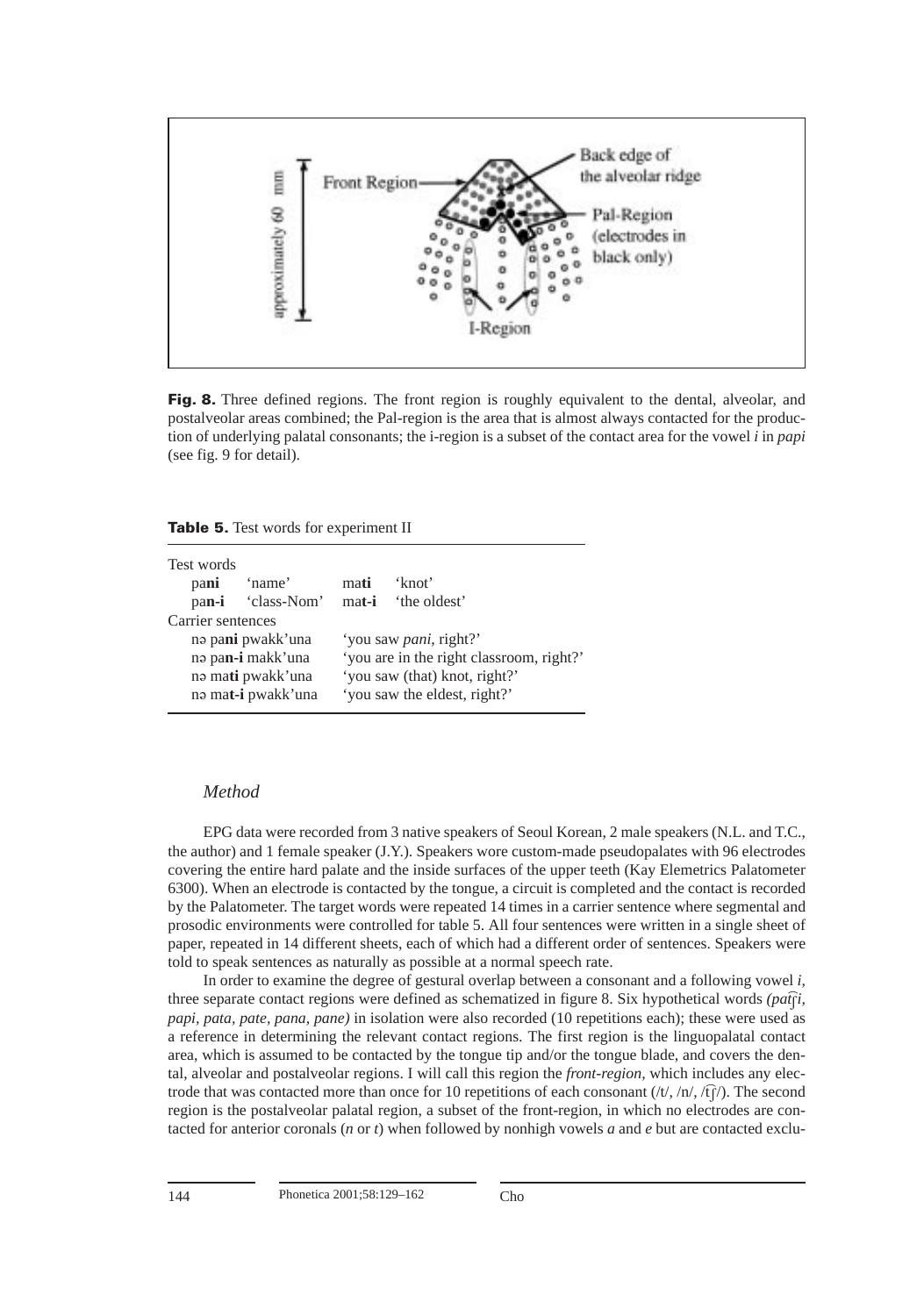**Fig. 8.** Three defined regions. The front region is roughly equivalent to the dental, alveolar, and postalveolar areas combined; the Pal-region is the area that is almost always contacted for the production of underlying palatal consonants; the i-region is a subset of the contact area for the vowel *i* in *papi* (see fig. 9 for detail).

**Table 5.** Test words for experiment II

| Test words | | | |
|---|---|---|---|
| pa**ni** | 'name' | ma**ti** | 'knot' |
| pa**n-i** | 'class-Nom' | ma**t-i** | 'the oldest' |
| **Carrier sentences** | | | |
| nə pa**ni** pwakk'una | | 'you saw *pani*, right?' | |
| nə pa**n-i** makk'una | | 'you are in the right classroom, right?' | |
| nə ma**ti** pwakk'una | | 'you saw (that) knot, right?' | |
| nə ma**t-i** pwakk'una | | 'you saw the eldest, right?' | |

### *Method*

EPG data were recorded from 3 native speakers of Seoul Korean, 2 male speakers (N.L. and T.C., the author) and 1 female speaker (J.Y.). Speakers wore custom-made pseudopalates with 96 electrodes covering the entire hard palate and the inside surfaces of the upper teeth (Kay Elemetrics Palatometer 6300). When an electrode is contacted by the tongue, a circuit is completed and the contact is recorded by the Palatometer. The target words were repeated 14 times in a carrier sentence where segmental and prosodic environments were controlled for table 5. All four sentences were written in a single sheet of paper, repeated in 14 different sheets, each of which had a different order of sentences. Speakers were told to speak sentences as naturally as possible at a normal speech rate.

In order to examine the degree of gestural overlap between a consonant and a following vowel *i*, three separate contact regions were defined as schematized in figure 8. Six hypothetical words *(pat͡ʃi, papi, pata, pate, pana, pane)* in isolation were also recorded (10 repetitions each); these were used as a reference in determining the relevant contact regions. The first region is the linguopalatal contact area, which is assumed to be contacted by the tongue tip and/or the tongue blade, and covers the dental, alveolar and postalveolar regions. I will call this region the *front-region*, which includes any electrode that was contacted more than once for 10 repetitions of each consonant (/t/, /n/, /t͡ʃ/). The second region is the postalveolar palatal region, a subset of the front-region, in which no electrodes are contacted for anterior coronals (*n* or *t*) when followed by nonhigh vowels *a* and *e* but are contacted exclu-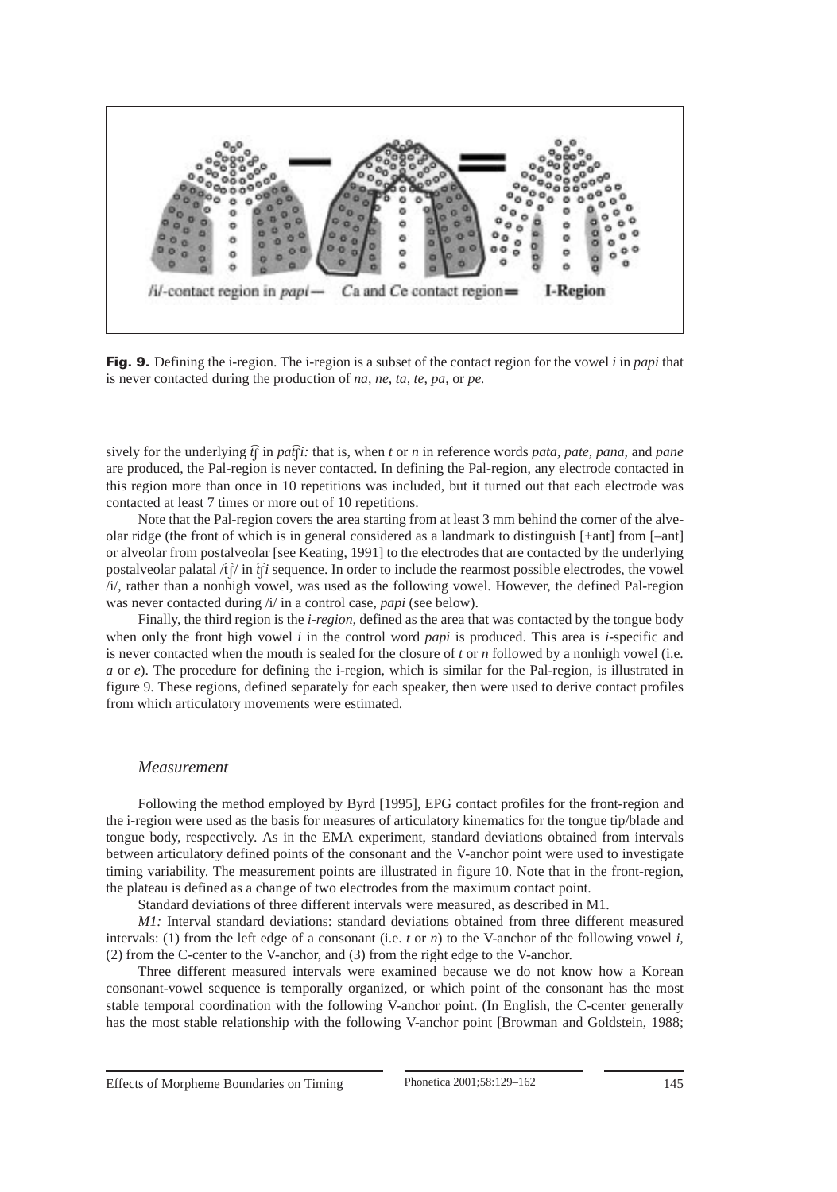/i/-contact region in *papi* — *C*a and *C*e contact region = **I-Region**

**Fig. 9.** Defining the i-region. The i-region is a subset of the contact region for the vowel *i* in *papi* that is never contacted during the production of *na, ne, ta, te, pa,* or *pe.*

sively for the underlying t͡ʃ in *pat͡ʃi:* that is, when *t* or *n* in reference words *pata, pate, pana,* and *pane* are produced, the Pal-region is never contacted. In defining the Pal-region, any electrode contacted in this region more than once in 10 repetitions was included, but it turned out that each electrode was contacted at least 7 times or more out of 10 repetitions.

Note that the Pal-region covers the area starting from at least 3 mm behind the corner of the alveolar ridge (the front of which is in general considered as a landmark to distinguish [+ant] from [–ant] or alveolar from postalveolar [see Keating, 1991] to the electrodes that are contacted by the underlying postalveolar palatal /t͡ʃ/ in t͡ʃ*i* sequence. In order to include the rearmost possible electrodes, the vowel /i/, rather than a nonhigh vowel, was used as the following vowel. However, the defined Pal-region was never contacted during /i/ in a control case, *papi* (see below).

Finally, the third region is the *i-region,* defined as the area that was contacted by the tongue body when only the front high vowel *i* in the control word *papi* is produced. This area is *i*-specific and is never contacted when the mouth is sealed for the closure of *t* or *n* followed by a nonhigh vowel (i.e. *a* or *e*). The procedure for defining the i-region, which is similar for the Pal-region, is illustrated in figure 9. These regions, defined separately for each speaker, then were used to derive contact profiles from which articulatory movements were estimated.

### *Measurement*

Following the method employed by Byrd [1995], EPG contact profiles for the front-region and the i-region were used as the basis for measures of articulatory kinematics for the tongue tip/blade and tongue body, respectively. As in the EMA experiment, standard deviations obtained from intervals between articulatory defined points of the consonant and the V-anchor point were used to investigate timing variability. The measurement points are illustrated in figure 10. Note that in the front-region, the plateau is defined as a change of two electrodes from the maximum contact point.

Standard deviations of three different intervals were measured, as described in M1.

*M1:* Interval standard deviations: standard deviations obtained from three different measured intervals: (1) from the left edge of a consonant (i.e. *t* or *n*) to the V-anchor of the following vowel *i,* (2) from the C-center to the V-anchor, and (3) from the right edge to the V-anchor.

Three different measured intervals were examined because we do not know how a Korean consonant-vowel sequence is temporally organized, or which point of the consonant has the most stable temporal coordination with the following V-anchor point. (In English, the C-center generally has the most stable relationship with the following V-anchor point [Browman and Goldstein, 1988;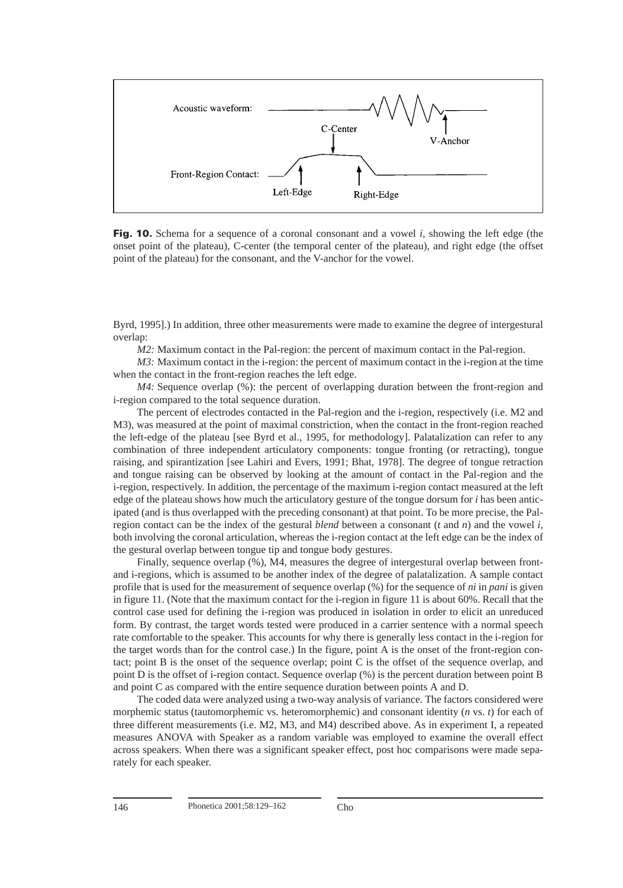Acoustic waveform:

C-Center

V-Anchor

Front-Region Contact:

Left-Edge

Right-Edge

**Fig. 10.** Schema for a sequence of a coronal consonant and a vowel *i*, showing the left edge (the onset point of the plateau), C-center (the temporal center of the plateau), and right edge (the offset point of the plateau) for the consonant, and the V-anchor for the vowel.

Byrd, 1995].) In addition, three other measurements were made to examine the degree of intergestural overlap:

*M2:* Maximum contact in the Pal-region: the percent of maximum contact in the Pal-region.

*M3:* Maximum contact in the i-region: the percent of maximum contact in the i-region at the time when the contact in the front-region reaches the left edge.

*M4:* Sequence overlap (%): the percent of overlapping duration between the front-region and i-region compared to the total sequence duration.

The percent of electrodes contacted in the Pal-region and the i-region, respectively (i.e. M2 and M3), was measured at the point of maximal constriction, when the contact in the front-region reached the left-edge of the plateau [see Byrd et al., 1995, for methodology]. Palatalization can refer to any combination of three independent articulatory components: tongue fronting (or retracting), tongue raising, and spirantization [see Lahiri and Evers, 1991; Bhat, 1978]. The degree of tongue retraction and tongue raising can be observed by looking at the amount of contact in the Pal-region and the i-region, respectively. In addition, the percentage of the maximum i-region contact measured at the left edge of the plateau shows how much the articulatory gesture of the tongue dorsum for *i* has been anticipated (and is thus overlapped with the preceding consonant) at that point. To be more precise, the Pal-region contact can be the index of the gestural *blend* between a consonant (*t* and *n*) and the vowel *i*, both involving the coronal articulation, whereas the i-region contact at the left edge can be the index of the gestural overlap between tongue tip and tongue body gestures.

Finally, sequence overlap (%), M4, measures the degree of intergestural overlap between front- and i-regions, which is assumed to be another index of the degree of palatalization. A sample contact profile that is used for the measurement of sequence overlap (%) for the sequence of *ni* in *pani* is given in figure 11. (Note that the maximum contact for the i-region in figure 11 is about 60%. Recall that the control case used for defining the i-region was produced in isolation in order to elicit an unreduced form. By contrast, the target words tested were produced in a carrier sentence with a normal speech rate comfortable to the speaker. This accounts for why there is generally less contact in the i-region for the target words than for the control case.) In the figure, point A is the onset of the front-region contact; point B is the onset of the sequence overlap; point C is the offset of the sequence overlap, and point D is the offset of i-region contact. Sequence overlap (%) is the percent duration between point B and point C as compared with the entire sequence duration between points A and D.

The coded data were analyzed using a two-way analysis of variance. The factors considered were morphemic status (tautomorphemic vs. heteromorphemic) and consonant identity (*n* vs. *t*) for each of three different measurements (i.e. M2, M3, and M4) described above. As in experiment I, a repeated measures ANOVA with Speaker as a random variable was employed to examine the overall effect across speakers. When there was a significant speaker effect, post hoc comparisons were made separately for each speaker.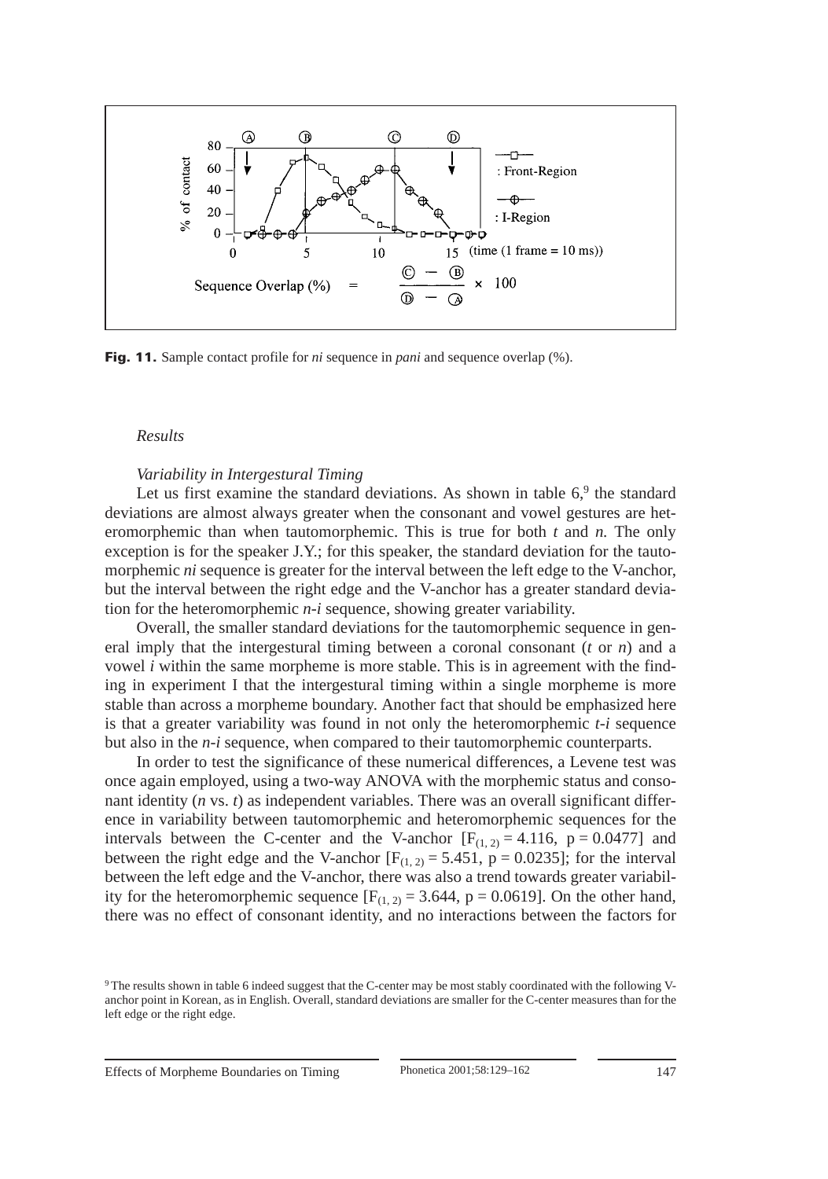**Fig. 11.** Sample contact profile for *ni* sequence in *pani* and sequence overlap (%).

*Results*

*Variability in Intergestural Timing*

Let us first examine the standard deviations. As shown in table 6,[9] the standard deviations are almost always greater when the consonant and vowel gestures are heteromorphemic than when tautomorphemic. This is true for both *t* and *n.* The only exception is for the speaker J.Y.; for this speaker, the standard deviation for the tautomorphemic *ni* sequence is greater for the interval between the left edge to the V-anchor, but the interval between the right edge and the V-anchor has a greater standard deviation for the heteromorphemic *n-i* sequence, showing greater variability.

Overall, the smaller standard deviations for the tautomorphemic sequence in general imply that the intergestural timing between a coronal consonant (*t* or *n*) and a vowel *i* within the same morpheme is more stable. This is in agreement with the finding in experiment I that the intergestural timing within a single morpheme is more stable than across a morpheme boundary. Another fact that should be emphasized here is that a greater variability was found in not only the heteromorphemic *t-i* sequence but also in the *n-i* sequence, when compared to their tautomorphemic counterparts.

In order to test the significance of these numerical differences, a Levene test was once again employed, using a two-way ANOVA with the morphemic status and consonant identity (*n* vs. *t*) as independent variables. There was an overall significant difference in variability between tautomorphemic and heteromorphemic sequences for the intervals between the C-center and the V-anchor [$F_{(1, 2)} = 4.116$, $p = 0.0477$] and between the right edge and the V-anchor [$F_{(1, 2)} = 5.451$, $p = 0.0235$]; for the interval between the left edge and the V-anchor, there was also a trend towards greater variability for the heteromorphemic sequence [$F_{(1, 2)} = 3.644$, $p = 0.0619$]. On the other hand, there was no effect of consonant identity, and no interactions between the factors for

[9] The results shown in table 6 indeed suggest that the C-center may be most stably coordinated with the following V-anchor point in Korean, as in English. Overall, standard deviations are smaller for the C-center measures than for the left edge or the right edge.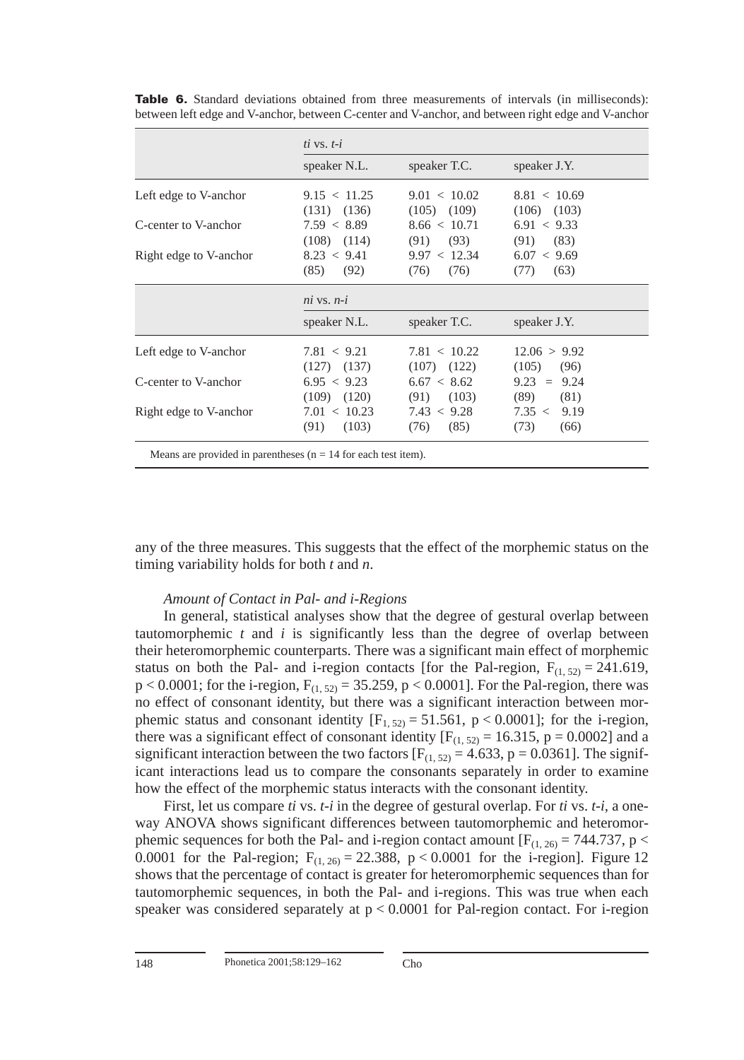**Table 6.** Standard deviations obtained from three measurements of intervals (in milliseconds): between left edge and V-anchor, between C-center and V-anchor, and between right edge and V-anchor

| | *ti* vs. *t-i* | | |
|---|---|---|---|
| | speaker N.L. | speaker T.C. | speaker J.Y. |
| Left edge to V-anchor | 9.15 < 11.25<br>(131) (136) | 9.01 < 10.02<br>(105) (109) | 8.81 < 10.69<br>(106) (103) |
| C-center to V-anchor | 7.59 < 8.89<br>(108) (114) | 8.66 < 10.71<br>(91) (93) | 6.91 < 9.33<br>(91) (83) |
| Right edge to V-anchor | 8.23 < 9.41<br>(85) (92) | 9.97 < 12.34<br>(76) (76) | 6.07 < 9.69<br>(77) (63) |
| | *ni* vs. *n-i* | | |
| | speaker N.L. | speaker T.C. | speaker J.Y. |
| Left edge to V-anchor | 7.81 < 9.21<br>(127) (137) | 7.81 < 10.22<br>(107) (122) | 12.06 > 9.92<br>(105) (96) |
| C-center to V-anchor | 6.95 < 9.23<br>(109) (120) | 6.67 < 8.62<br>(91) (103) | 9.23 = 9.24<br>(89) (81) |
| Right edge to V-anchor | 7.01 < 10.23<br>(91) (103) | 7.43 < 9.28<br>(76) (85) | 7.35 < 9.19<br>(73) (66) |

Means are provided in parentheses (n = 14 for each test item).

any of the three measures. This suggests that the effect of the morphemic status on the timing variability holds for both *t* and *n*.

*Amount of Contact in Pal- and i-Regions*

In general, statistical analyses show that the degree of gestural overlap between tautomorphemic *t* and *i* is significantly less than the degree of overlap between their heteromorphemic counterparts. There was a significant main effect of morphemic status on both the Pal- and i-region contacts [for the Pal-region, $F_{(1, 52)} = 241.619$, $p < 0.0001$; for the i-region, $F_{(1, 52)} = 35.259$, $p < 0.0001$]. For the Pal-region, there was no effect of consonant identity, but there was a significant interaction between morphemic status and consonant identity [$F_{1, 52)} = 51.561$, $p < 0.0001$]; for the i-region, there was a significant effect of consonant identity [$F_{(1, 52)} = 16.315$, $p = 0.0002$] and a significant interaction between the two factors [$F_{(1, 52)} = 4.633$, $p = 0.0361$]. The significant interactions lead us to compare the consonants separately in order to examine how the effect of the morphemic status interacts with the consonant identity.

First, let us compare *ti* vs. *t-i* in the degree of gestural overlap. For *ti* vs. *t-i*, a one-way ANOVA shows significant differences between tautomorphemic and heteromorphemic sequences for both the Pal- and i-region contact amount [$F_{(1, 26)} = 744.737$, $p < 0.0001$ for the Pal-region; $F_{(1, 26)} = 22.388$, $p < 0.0001$ for the i-region]. Figure 12 shows that the percentage of contact is greater for heteromorphemic sequences than for tautomorphemic sequences, in both the Pal- and i-regions. This was true when each speaker was considered separately at $p < 0.0001$ for Pal-region contact. For i-region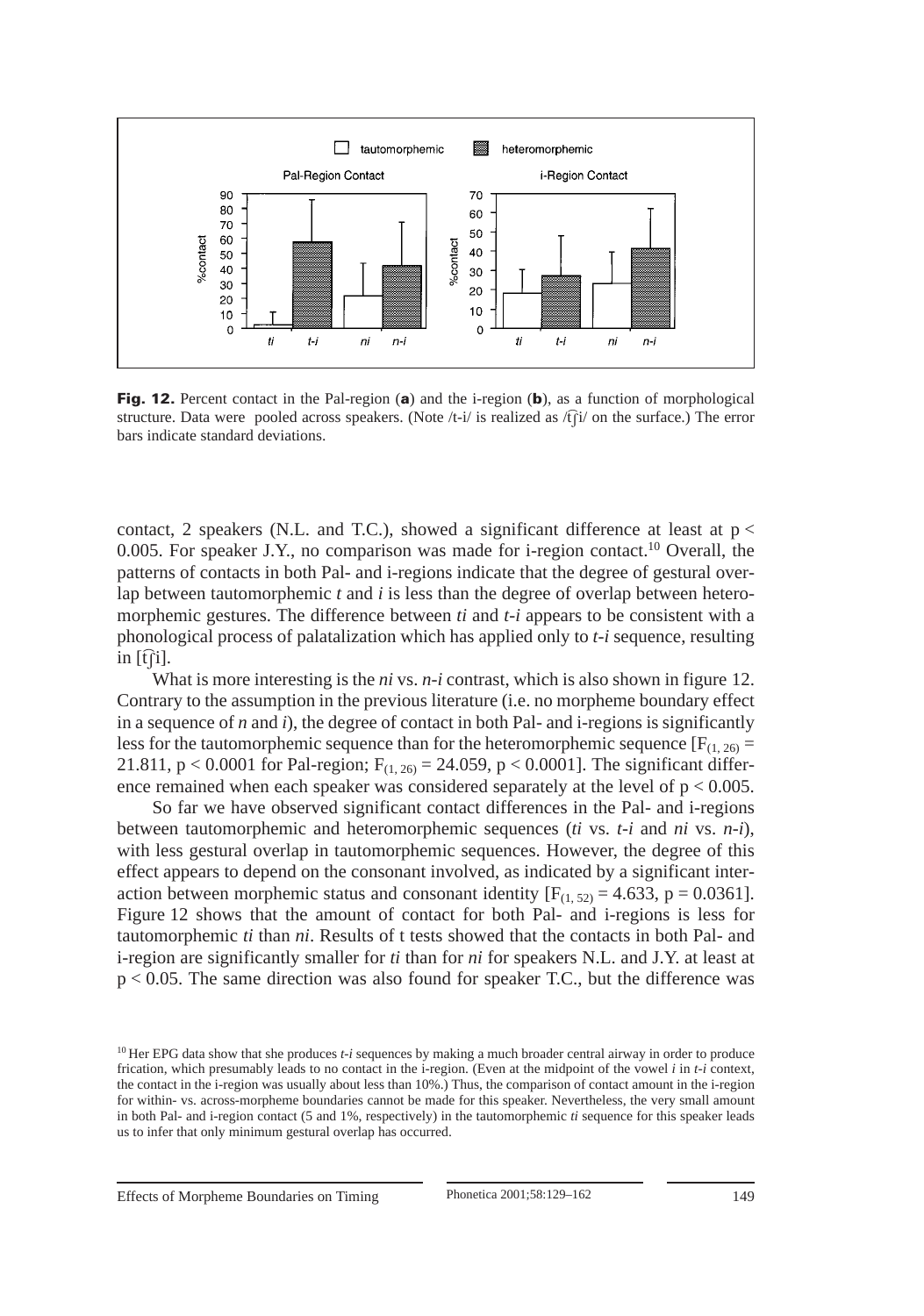**Fig. 12.** Percent contact in the Pal-region (**a**) and the i-region (**b**), as a function of morphological structure. Data were pooled across speakers. (Note /t-i/ is realized as /t͡ʃi/ on the surface.) The error bars indicate standard deviations.

contact, 2 speakers (N.L. and T.C.), showed a significant difference at least at $p < 0.005$. For speaker J.Y., no comparison was made for i-region contact.[10] Overall, the patterns of contacts in both Pal- and i-regions indicate that the degree of gestural overlap between tautomorphemic *t* and *i* is less than the degree of overlap between heteromorphemic gestures. The difference between *ti* and *t-i* appears to be consistent with a phonological process of palatalization which has applied only to *t-i* sequence, resulting in [t͡ʃi].

What is more interesting is the *ni* vs. *n-i* contrast, which is also shown in figure 12. Contrary to the assumption in the previous literature (i.e. no morpheme boundary effect in a sequence of *n* and *i*), the degree of contact in both Pal- and i-regions is significantly less for the tautomorphemic sequence than for the heteromorphemic sequence [$F_{(1, 26)} = 21.811$, $p < 0.0001$ for Pal-region; $F_{(1, 26)} = 24.059$, $p < 0.0001$]. The significant difference remained when each speaker was considered separately at the level of $p < 0.005$.

So far we have observed significant contact differences in the Pal- and i-regions between tautomorphemic and heteromorphemic sequences (*ti* vs. *t-i* and *ni* vs. *n-i*), with less gestural overlap in tautomorphemic sequences. However, the degree of this effect appears to depend on the consonant involved, as indicated by a significant interaction between morphemic status and consonant identity [$F_{(1, 52)} = 4.633$, $p = 0.0361$]. Figure 12 shows that the amount of contact for both Pal- and i-regions is less for tautomorphemic *ti* than *ni*. Results of t tests showed that the contacts in both Pal- and i-region are significantly smaller for *ti* than for *ni* for speakers N.L. and J.Y. at least at $p < 0.05$. The same direction was also found for speaker T.C., but the difference was

[10] Her EPG data show that she produces *t-i* sequences by making a much broader central airway in order to produce frication, which presumably leads to no contact in the i-region. (Even at the midpoint of the vowel *i* in *t-i* context, the contact in the i-region was usually about less than 10%.) Thus, the comparison of contact amount in the i-region for within- vs. across-morpheme boundaries cannot be made for this speaker. Nevertheless, the very small amount in both Pal- and i-region contact (5 and 1%, respectively) in the tautomorphemic *ti* sequence for this speaker leads us to infer that only minimum gestural overlap has occurred.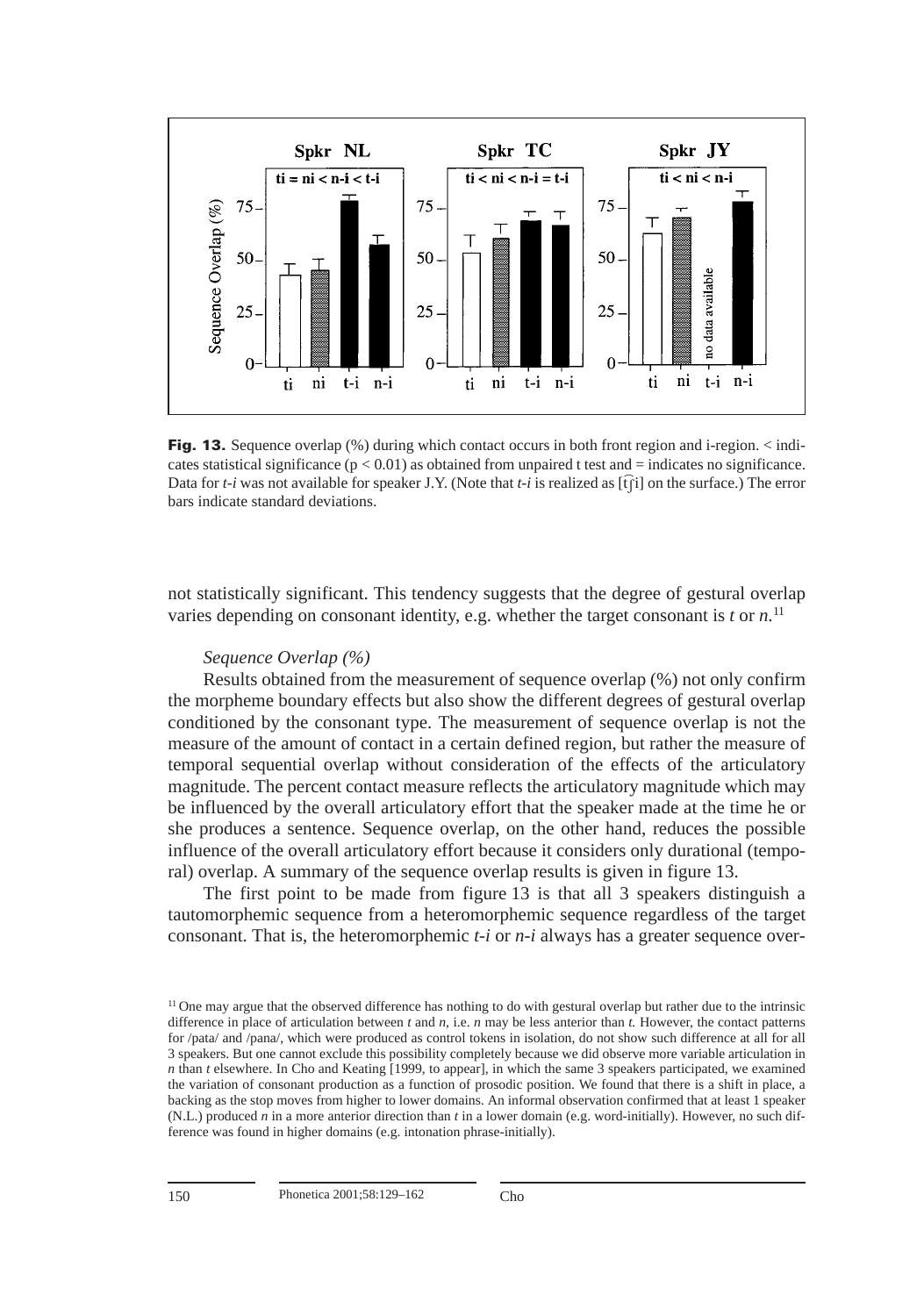**Fig. 13.** Sequence overlap (%) during which contact occurs in both front region and i-region. < indicates statistical significance ($p < 0.01$) as obtained from unpaired t test and = indicates no significance. Data for *t-i* was not available for speaker J.Y. (Note that *t-i* is realized as [t͡ʃi] on the surface.) The error bars indicate standard deviations.

not statistically significant. This tendency suggests that the degree of gestural overlap varies depending on consonant identity, e.g. whether the target consonant is *t* or *n*.[11]

*Sequence Overlap (%)*

Results obtained from the measurement of sequence overlap (%) not only confirm the morpheme boundary effects but also show the different degrees of gestural overlap conditioned by the consonant type. The measurement of sequence overlap is not the measure of the amount of contact in a certain defined region, but rather the measure of temporal sequential overlap without consideration of the effects of the articulatory magnitude. The percent contact measure reflects the articulatory magnitude which may be influenced by the overall articulatory effort that the speaker made at the time he or she produces a sentence. Sequence overlap, on the other hand, reduces the possible influence of the overall articulatory effort because it considers only durational (temporal) overlap. A summary of the sequence overlap results is given in figure 13.

The first point to be made from figure 13 is that all 3 speakers distinguish a tautomorphemic sequence from a heteromorphemic sequence regardless of the target consonant. That is, the heteromorphemic *t-i* or *n-i* always has a greater sequence over-

[11] One may argue that the observed difference has nothing to do with gestural overlap but rather due to the intrinsic difference in place of articulation between *t* and *n*, i.e. *n* may be less anterior than *t*. However, the contact patterns for /pata/ and /pana/, which were produced as control tokens in isolation, do not show such difference at all for all 3 speakers. But one cannot exclude this possibility completely because we did observe more variable articulation in *n* than *t* elsewhere. In Cho and Keating [1999, to appear], in which the same 3 speakers participated, we examined the variation of consonant production as a function of prosodic position. We found that there is a shift in place, a backing as the stop moves from higher to lower domains. An informal observation confirmed that at least 1 speaker (N.L.) produced *n* in a more anterior direction than *t* in a lower domain (e.g. word-initially). However, no such difference was found in higher domains (e.g. intonation phrase-initially).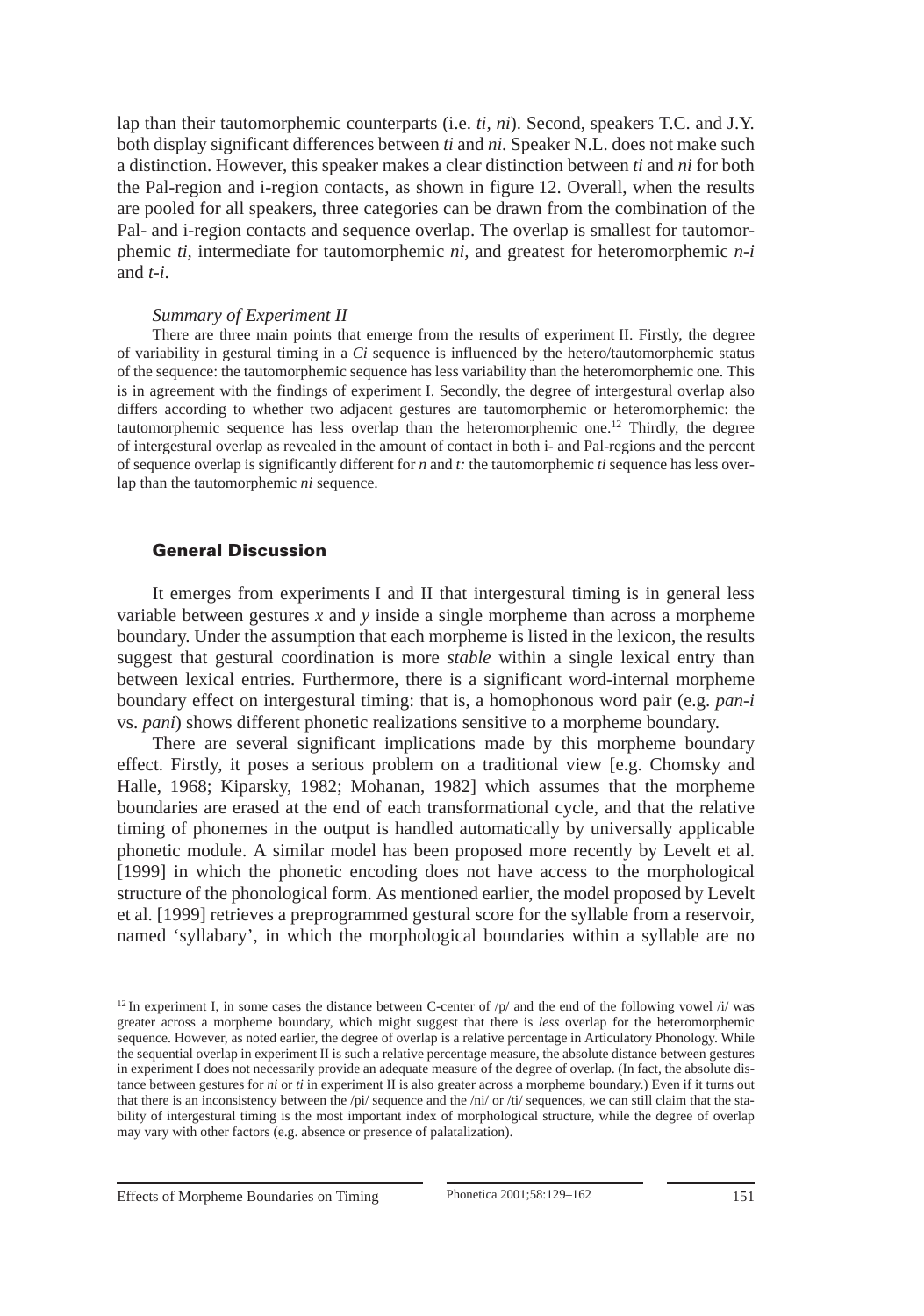lap than their tautomorphemic counterparts (i.e. *ti*, *ni*). Second, speakers T.C. and J.Y. both display significant differences between *ti* and *ni*. Speaker N.L. does not make such a distinction. However, this speaker makes a clear distinction between *ti* and *ni* for both the Pal-region and i-region contacts, as shown in figure 12. Overall, when the results are pooled for all speakers, three categories can be drawn from the combination of the Pal- and i-region contacts and sequence overlap. The overlap is smallest for tautomorphemic *ti*, intermediate for tautomorphemic *ni*, and greatest for heteromorphemic *n-i* and *t-i*.

*Summary of Experiment II*

There are three main points that emerge from the results of experiment II. Firstly, the degree of variability in gestural timing in a *Ci* sequence is influenced by the hetero/tautomorphemic status of the sequence: the tautomorphemic sequence has less variability than the heteromorphemic one. This is in agreement with the findings of experiment I. Secondly, the degree of intergestural overlap also differs according to whether two adjacent gestures are tautomorphemic or heteromorphemic: the tautomorphemic sequence has less overlap than the heteromorphemic one.[12] Thirdly, the degree of intergestural overlap as revealed in the amount of contact in both i- and Pal-regions and the percent of sequence overlap is significantly different for *n* and *t:* the tautomorphemic *ti* sequence has less overlap than the tautomorphemic *ni* sequence.

## General Discussion

It emerges from experiments I and II that intergestural timing is in general less variable between gestures *x* and *y* inside a single morpheme than across a morpheme boundary. Under the assumption that each morpheme is listed in the lexicon, the results suggest that gestural coordination is more *stable* within a single lexical entry than between lexical entries. Furthermore, there is a significant word-internal morpheme boundary effect on intergestural timing: that is, a homophonous word pair (e.g. *pan-i* vs. *pani*) shows different phonetic realizations sensitive to a morpheme boundary.

There are several significant implications made by this morpheme boundary effect. Firstly, it poses a serious problem on a traditional view [e.g. Chomsky and Halle, 1968; Kiparsky, 1982; Mohanan, 1982] which assumes that the morpheme boundaries are erased at the end of each transformational cycle, and that the relative timing of phonemes in the output is handled automatically by universally applicable phonetic module. A similar model has been proposed more recently by Levelt et al. [1999] in which the phonetic encoding does not have access to the morphological structure of the phonological form. As mentioned earlier, the model proposed by Levelt et al. [1999] retrieves a preprogrammed gestural score for the syllable from a reservoir, named 'syllabary', in which the morphological boundaries within a syllable are no

[12] In experiment I, in some cases the distance between C-center of /p/ and the end of the following vowel /i/ was greater across a morpheme boundary, which might suggest that there is *less* overlap for the heteromorphemic sequence. However, as noted earlier, the degree of overlap is a relative percentage in Articulatory Phonology. While the sequential overlap in experiment II is such a relative percentage measure, the absolute distance between gestures in experiment I does not necessarily provide an adequate measure of the degree of overlap. (In fact, the absolute distance between gestures for *ni* or *ti* in experiment II is also greater across a morpheme boundary.) Even if it turns out that there is an inconsistency between the /pi/ sequence and the /ni/ or /ti/ sequences, we can still claim that the stability of intergestural timing is the most important index of morphological structure, while the degree of overlap may vary with other factors (e.g. absence or presence of palatalization).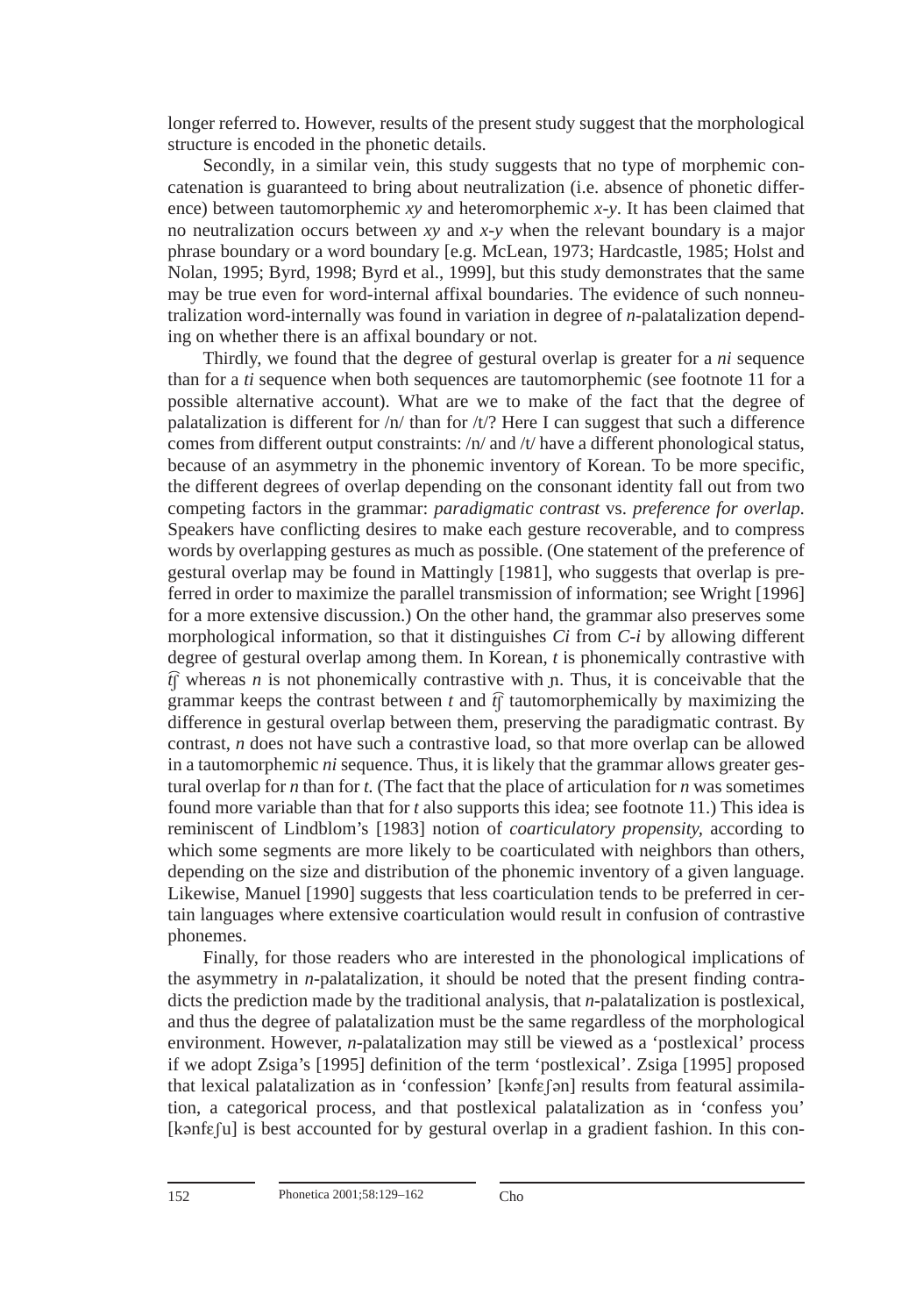longer referred to. However, results of the present study suggest that the morphological structure is encoded in the phonetic details.

Secondly, in a similar vein, this study suggests that no type of morphemic concatenation is guaranteed to bring about neutralization (i.e. absence of phonetic difference) between tautomorphemic *xy* and heteromorphemic *x-y*. It has been claimed that no neutralization occurs between *xy* and *x-y* when the relevant boundary is a major phrase boundary or a word boundary [e.g. McLean, 1973; Hardcastle, 1985; Holst and Nolan, 1995; Byrd, 1998; Byrd et al., 1999], but this study demonstrates that the same may be true even for word-internal affixal boundaries. The evidence of such nonneutralization word-internally was found in variation in degree of *n*-palatalization depending on whether there is an affixal boundary or not.

Thirdly, we found that the degree of gestural overlap is greater for a *ni* sequence than for a *ti* sequence when both sequences are tautomorphemic (see footnote 11 for a possible alternative account). What are we to make of the fact that the degree of palatalization is different for /n/ than for /t/? Here I can suggest that such a difference comes from different output constraints: /n/ and /t/ have a different phonological status, because of an asymmetry in the phonemic inventory of Korean. To be more specific, the different degrees of overlap depending on the consonant identity fall out from two competing factors in the grammar: *paradigmatic contrast* vs. *preference for overlap.* Speakers have conflicting desires to make each gesture recoverable, and to compress words by overlapping gestures as much as possible. (One statement of the preference of gestural overlap may be found in Mattingly [1981], who suggests that overlap is preferred in order to maximize the parallel transmission of information; see Wright [1996] for a more extensive discussion.) On the other hand, the grammar also preserves some morphological information, so that it distinguishes *Ci* from *C-i* by allowing different degree of gestural overlap among them. In Korean, *t* is phonemically contrastive with t͡ʃ whereas *n* is not phonemically contrastive with ɲ. Thus, it is conceivable that the grammar keeps the contrast between *t* and t͡ʃ tautomorphemically by maximizing the difference in gestural overlap between them, preserving the paradigmatic contrast. By contrast, *n* does not have such a contrastive load, so that more overlap can be allowed in a tautomorphemic *ni* sequence. Thus, it is likely that the grammar allows greater gestural overlap for *n* than for *t.* (The fact that the place of articulation for *n* was sometimes found more variable than that for *t* also supports this idea; see footnote 11.) This idea is reminiscent of Lindblom's [1983] notion of *coarticulatory propensity*, according to which some segments are more likely to be coarticulated with neighbors than others, depending on the size and distribution of the phonemic inventory of a given language. Likewise, Manuel [1990] suggests that less coarticulation tends to be preferred in certain languages where extensive coarticulation would result in confusion of contrastive phonemes.

Finally, for those readers who are interested in the phonological implications of the asymmetry in *n*-palatalization, it should be noted that the present finding contradicts the prediction made by the traditional analysis, that *n*-palatalization is postlexical, and thus the degree of palatalization must be the same regardless of the morphological environment. However, *n*-palatalization may still be viewed as a 'postlexical' process if we adopt Zsiga's [1995] definition of the term 'postlexical'. Zsiga [1995] proposed that lexical palatalization as in 'confession' [kənfɛʃən] results from featural assimilation, a categorical process, and that postlexical palatalization as in 'confess you' [kənfɛʃu] is best accounted for by gestural overlap in a gradient fashion. In this con-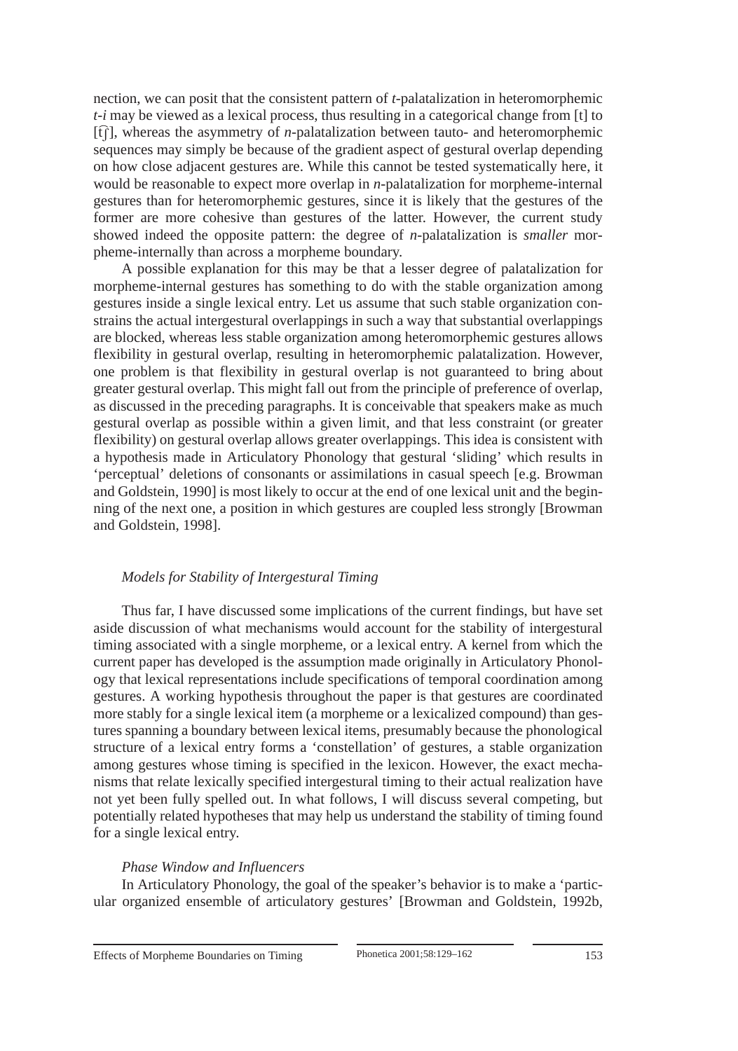nection, we can posit that the consistent pattern of *t*-palatalization in heteromorphemic *t-i* may be viewed as a lexical process, thus resulting in a categorical change from [t] to [t͡ʃ], whereas the asymmetry of *n*-palatalization between tauto- and heteromorphemic sequences may simply be because of the gradient aspect of gestural overlap depending on how close adjacent gestures are. While this cannot be tested systematically here, it would be reasonable to expect more overlap in *n*-palatalization for morpheme-internal gestures than for heteromorphemic gestures, since it is likely that the gestures of the former are more cohesive than gestures of the latter. However, the current study showed indeed the opposite pattern: the degree of *n*-palatalization is *smaller* morpheme-internally than across a morpheme boundary.

A possible explanation for this may be that a lesser degree of palatalization for morpheme-internal gestures has something to do with the stable organization among gestures inside a single lexical entry. Let us assume that such stable organization constrains the actual intergestural overlappings in such a way that substantial overlappings are blocked, whereas less stable organization among heteromorphemic gestures allows flexibility in gestural overlap, resulting in heteromorphemic palatalization. However, one problem is that flexibility in gestural overlap is not guaranteed to bring about greater gestural overlap. This might fall out from the principle of preference of overlap, as discussed in the preceding paragraphs. It is conceivable that speakers make as much gestural overlap as possible within a given limit, and that less constraint (or greater flexibility) on gestural overlap allows greater overlappings. This idea is consistent with a hypothesis made in Articulatory Phonology that gestural 'sliding' which results in 'perceptual' deletions of consonants or assimilations in casual speech [e.g. Browman and Goldstein, 1990] is most likely to occur at the end of one lexical unit and the beginning of the next one, a position in which gestures are coupled less strongly [Browman and Goldstein, 1998].

### *Models for Stability of Intergestural Timing*

Thus far, I have discussed some implications of the current findings, but have set aside discussion of what mechanisms would account for the stability of intergestural timing associated with a single morpheme, or a lexical entry. A kernel from which the current paper has developed is the assumption made originally in Articulatory Phonology that lexical representations include specifications of temporal coordination among gestures. A working hypothesis throughout the paper is that gestures are coordinated more stably for a single lexical item (a morpheme or a lexicalized compound) than gestures spanning a boundary between lexical items, presumably because the phonological structure of a lexical entry forms a 'constellation' of gestures, a stable organization among gestures whose timing is specified in the lexicon. However, the exact mechanisms that relate lexically specified intergestural timing to their actual realization have not yet been fully spelled out. In what follows, I will discuss several competing, but potentially related hypotheses that may help us understand the stability of timing found for a single lexical entry.

#### *Phase Window and Influencers*

In Articulatory Phonology, the goal of the speaker's behavior is to make a 'particular organized ensemble of articulatory gestures' [Browman and Goldstein, 1992b,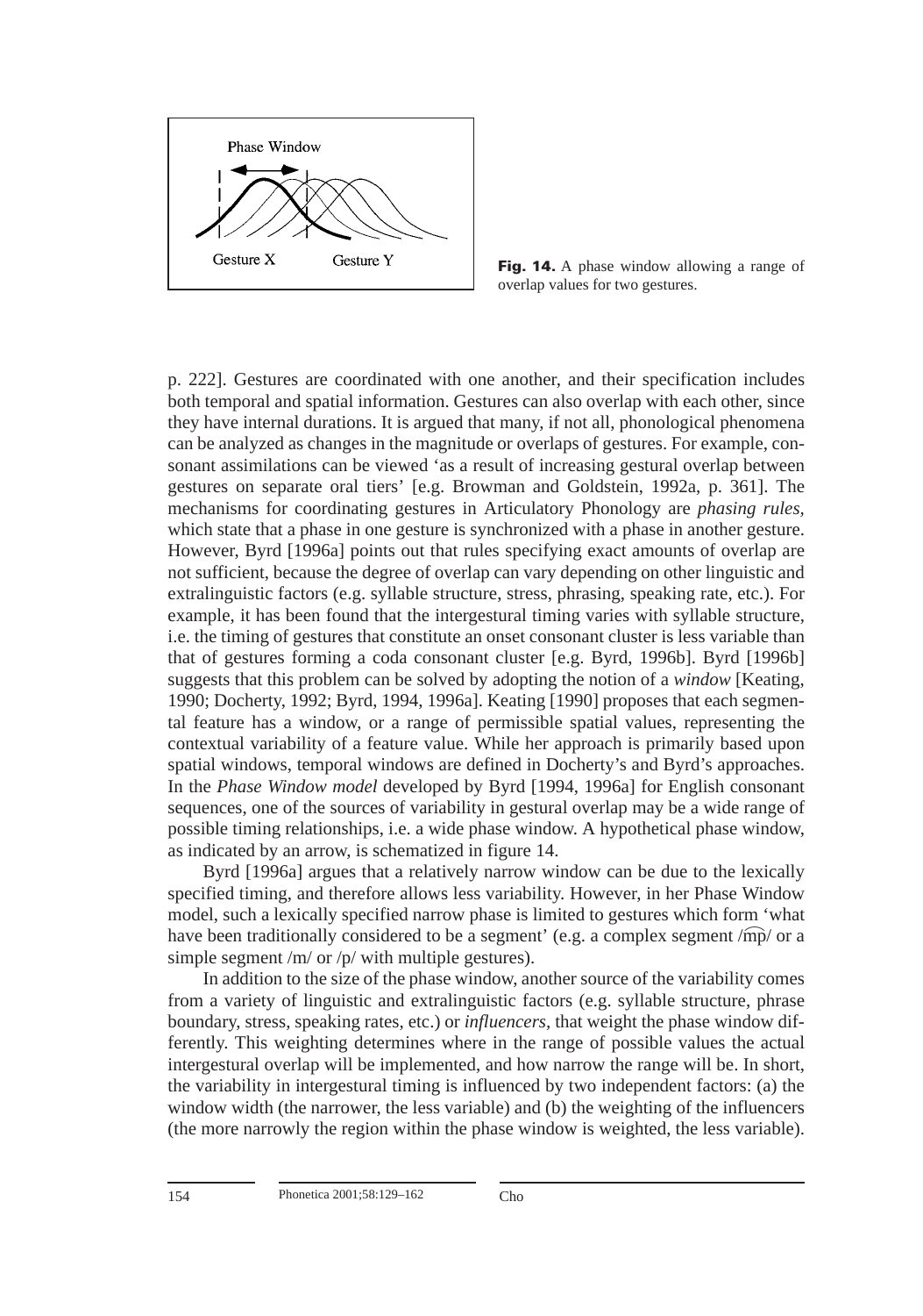Phase Window

Gesture X

Gesture Y

**Fig. 14.** A phase window allowing a range of overlap values for two gestures.

p. 222]. Gestures are coordinated with one another, and their specification includes both temporal and spatial information. Gestures can also overlap with each other, since they have internal durations. It is argued that many, if not all, phonological phenomena can be analyzed as changes in the magnitude or overlaps of gestures. For example, consonant assimilations can be viewed 'as a result of increasing gestural overlap between gestures on separate oral tiers' [e.g. Browman and Goldstein, 1992a, p. 361]. The mechanisms for coordinating gestures in Articulatory Phonology are *phasing rules*, which state that a phase in one gesture is synchronized with a phase in another gesture. However, Byrd [1996a] points out that rules specifying exact amounts of overlap are not sufficient, because the degree of overlap can vary depending on other linguistic and extralinguistic factors (e.g. syllable structure, stress, phrasing, speaking rate, etc.). For example, it has been found that the intergestural timing varies with syllable structure, i.e. the timing of gestures that constitute an onset consonant cluster is less variable than that of gestures forming a coda consonant cluster [e.g. Byrd, 1996b]. Byrd [1996b] suggests that this problem can be solved by adopting the notion of a *window* [Keating, 1990; Docherty, 1992; Byrd, 1994, 1996a]. Keating [1990] proposes that each segmental feature has a window, or a range of permissible spatial values, representing the contextual variability of a feature value. While her approach is primarily based upon spatial windows, temporal windows are defined in Docherty's and Byrd's approaches. In the *Phase Window model* developed by Byrd [1994, 1996a] for English consonant sequences, one of the sources of variability in gestural overlap may be a wide range of possible timing relationships, i.e. a wide phase window. A hypothetical phase window, as indicated by an arrow, is schematized in figure 14.

Byrd [1996a] argues that a relatively narrow window can be due to the lexically specified timing, and therefore allows less variability. However, in her Phase Window model, such a lexically specified narrow phase is limited to gestures which form 'what have been traditionally considered to be a segment' (e.g. a complex segment /$\widehat{\text{mp}}$/ or a simple segment /m/ or /p/ with multiple gestures).

In addition to the size of the phase window, another source of the variability comes from a variety of linguistic and extralinguistic factors (e.g. syllable structure, phrase boundary, stress, speaking rates, etc.) or *influencers*, that weight the phase window differently. This weighting determines where in the range of possible values the actual intergestural overlap will be implemented, and how narrow the range will be. In short, the variability in intergestural timing is influenced by two independent factors: (a) the window width (the narrower, the less variable) and (b) the weighting of the influencers (the more narrowly the region within the phase window is weighted, the less variable).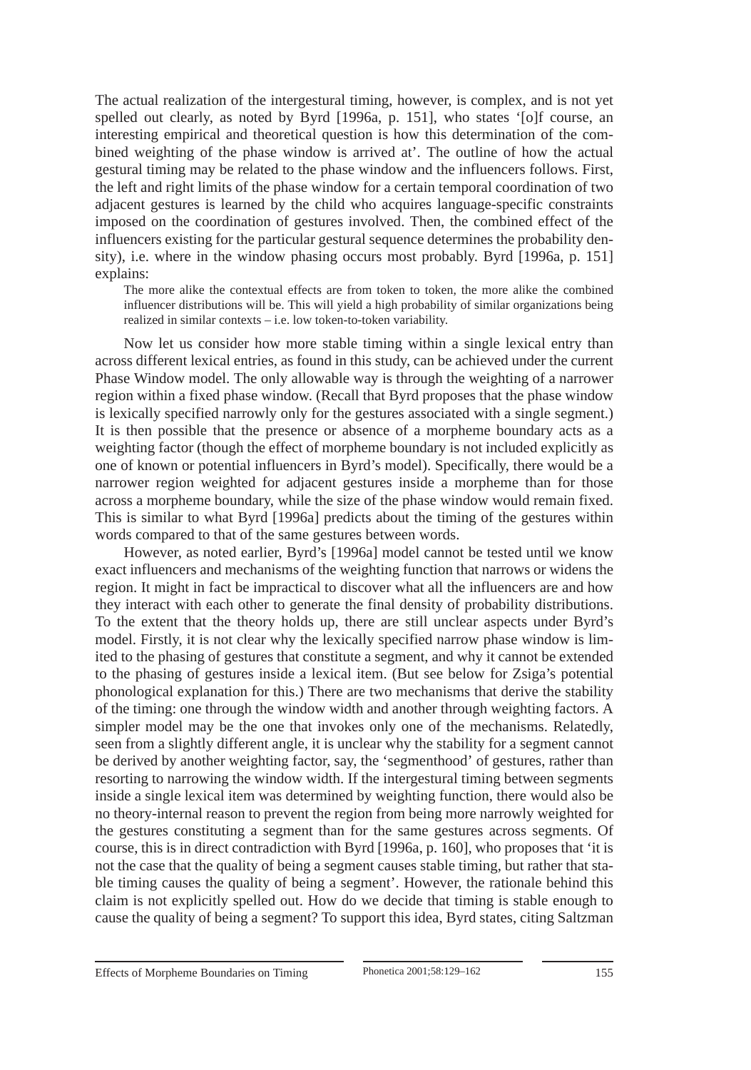The actual realization of the intergestural timing, however, is complex, and is not yet spelled out clearly, as noted by Byrd [1996a, p. 151], who states '[o]f course, an interesting empirical and theoretical question is how this determination of the combined weighting of the phase window is arrived at'. The outline of how the actual gestural timing may be related to the phase window and the influencers follows. First, the left and right limits of the phase window for a certain temporal coordination of two adjacent gestures is learned by the child who acquires language-specific constraints imposed on the coordination of gestures involved. Then, the combined effect of the influencers existing for the particular gestural sequence determines the probability density), i.e. where in the window phasing occurs most probably. Byrd [1996a, p. 151] explains:

> The more alike the contextual effects are from token to token, the more alike the combined influencer distributions will be. This will yield a high probability of similar organizations being realized in similar contexts – i.e. low token-to-token variability.

Now let us consider how more stable timing within a single lexical entry than across different lexical entries, as found in this study, can be achieved under the current Phase Window model. The only allowable way is through the weighting of a narrower region within a fixed phase window. (Recall that Byrd proposes that the phase window is lexically specified narrowly only for the gestures associated with a single segment.) It is then possible that the presence or absence of a morpheme boundary acts as a weighting factor (though the effect of morpheme boundary is not included explicitly as one of known or potential influencers in Byrd's model). Specifically, there would be a narrower region weighted for adjacent gestures inside a morpheme than for those across a morpheme boundary, while the size of the phase window would remain fixed. This is similar to what Byrd [1996a] predicts about the timing of the gestures within words compared to that of the same gestures between words.

However, as noted earlier, Byrd's [1996a] model cannot be tested until we know exact influencers and mechanisms of the weighting function that narrows or widens the region. It might in fact be impractical to discover what all the influencers are and how they interact with each other to generate the final density of probability distributions. To the extent that the theory holds up, there are still unclear aspects under Byrd's model. Firstly, it is not clear why the lexically specified narrow phase window is limited to the phasing of gestures that constitute a segment, and why it cannot be extended to the phasing of gestures inside a lexical item. (But see below for Zsiga's potential phonological explanation for this.) There are two mechanisms that derive the stability of the timing: one through the window width and another through weighting factors. A simpler model may be the one that invokes only one of the mechanisms. Relatedly, seen from a slightly different angle, it is unclear why the stability for a segment cannot be derived by another weighting factor, say, the 'segmenthood' of gestures, rather than resorting to narrowing the window width. If the intergestural timing between segments inside a single lexical item was determined by weighting function, there would also be no theory-internal reason to prevent the region from being more narrowly weighted for the gestures constituting a segment than for the same gestures across segments. Of course, this is in direct contradiction with Byrd [1996a, p. 160], who proposes that 'it is not the case that the quality of being a segment causes stable timing, but rather that stable timing causes the quality of being a segment'. However, the rationale behind this claim is not explicitly spelled out. How do we decide that timing is stable enough to cause the quality of being a segment? To support this idea, Byrd states, citing Saltzman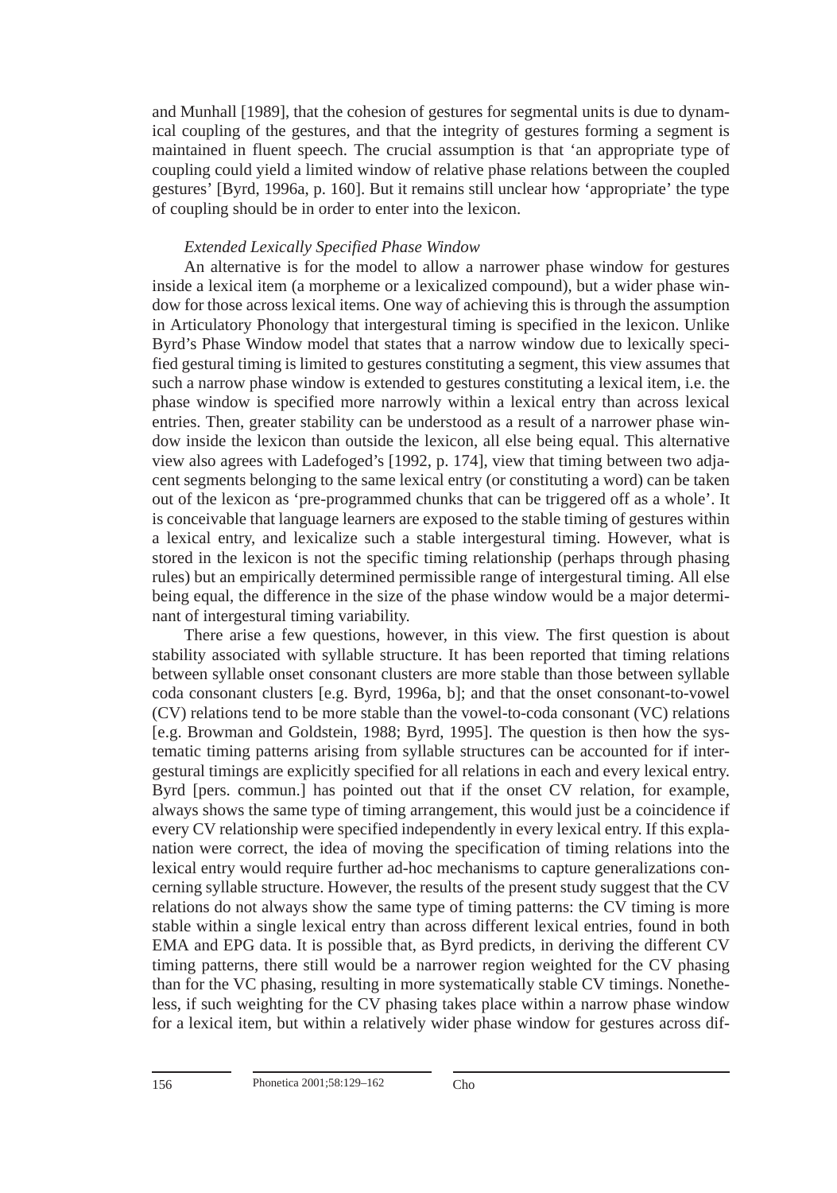and Munhall [1989], that the cohesion of gestures for segmental units is due to dynamical coupling of the gestures, and that the integrity of gestures forming a segment is maintained in fluent speech. The crucial assumption is that 'an appropriate type of coupling could yield a limited window of relative phase relations between the coupled gestures' [Byrd, 1996a, p. 160]. But it remains still unclear how 'appropriate' the type of coupling should be in order to enter into the lexicon.

*Extended Lexically Specified Phase Window*

An alternative is for the model to allow a narrower phase window for gestures inside a lexical item (a morpheme or a lexicalized compound), but a wider phase window for those across lexical items. One way of achieving this is through the assumption in Articulatory Phonology that intergestural timing is specified in the lexicon. Unlike Byrd's Phase Window model that states that a narrow window due to lexically specified gestural timing is limited to gestures constituting a segment, this view assumes that such a narrow phase window is extended to gestures constituting a lexical item, i.e. the phase window is specified more narrowly within a lexical entry than across lexical entries. Then, greater stability can be understood as a result of a narrower phase window inside the lexicon than outside the lexicon, all else being equal. This alternative view also agrees with Ladefoged's [1992, p. 174], view that timing between two adjacent segments belonging to the same lexical entry (or constituting a word) can be taken out of the lexicon as 'pre-programmed chunks that can be triggered off as a whole'. It is conceivable that language learners are exposed to the stable timing of gestures within a lexical entry, and lexicalize such a stable intergestural timing. However, what is stored in the lexicon is not the specific timing relationship (perhaps through phasing rules) but an empirically determined permissible range of intergestural timing. All else being equal, the difference in the size of the phase window would be a major determinant of intergestural timing variability.

There arise a few questions, however, in this view. The first question is about stability associated with syllable structure. It has been reported that timing relations between syllable onset consonant clusters are more stable than those between syllable coda consonant clusters [e.g. Byrd, 1996a, b]; and that the onset consonant-to-vowel (CV) relations tend to be more stable than the vowel-to-coda consonant (VC) relations [e.g. Browman and Goldstein, 1988; Byrd, 1995]. The question is then how the systematic timing patterns arising from syllable structures can be accounted for if intergestural timings are explicitly specified for all relations in each and every lexical entry. Byrd [pers. commun.] has pointed out that if the onset CV relation, for example, always shows the same type of timing arrangement, this would just be a coincidence if every CV relationship were specified independently in every lexical entry. If this explanation were correct, the idea of moving the specification of timing relations into the lexical entry would require further ad-hoc mechanisms to capture generalizations concerning syllable structure. However, the results of the present study suggest that the CV relations do not always show the same type of timing patterns: the CV timing is more stable within a single lexical entry than across different lexical entries, found in both EMA and EPG data. It is possible that, as Byrd predicts, in deriving the different CV timing patterns, there still would be a narrower region weighted for the CV phasing than for the VC phasing, resulting in more systematically stable CV timings. Nonetheless, if such weighting for the CV phasing takes place within a narrow phase window for a lexical item, but within a relatively wider phase window for gestures across dif-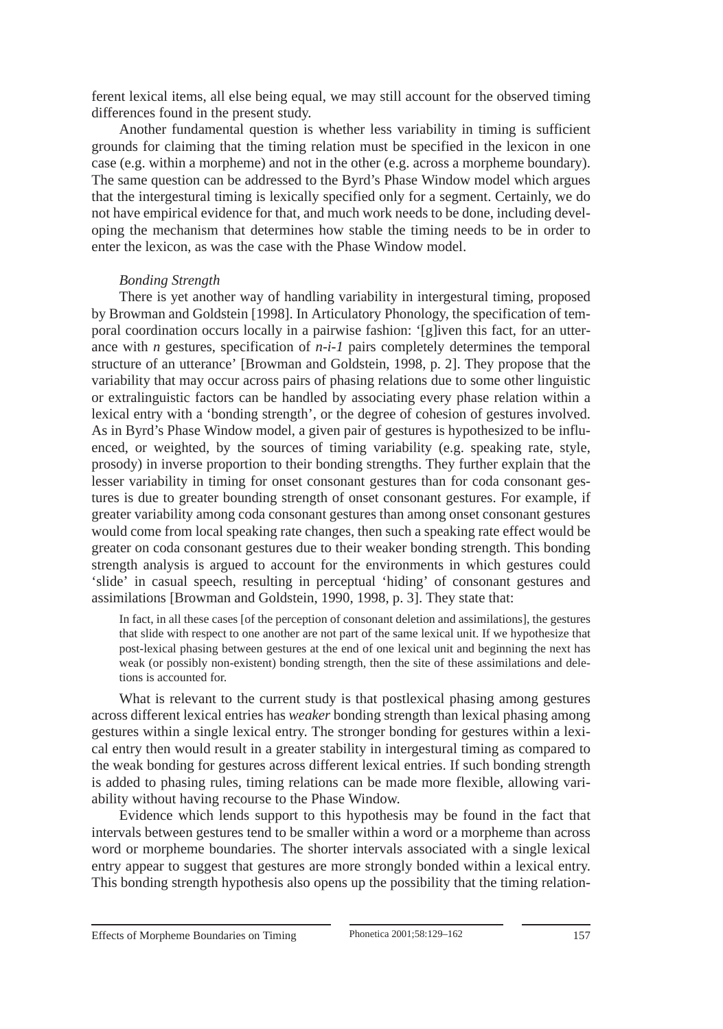ferent lexical items, all else being equal, we may still account for the observed timing differences found in the present study.

Another fundamental question is whether less variability in timing is sufficient grounds for claiming that the timing relation must be specified in the lexicon in one case (e.g. within a morpheme) and not in the other (e.g. across a morpheme boundary). The same question can be addressed to the Byrd's Phase Window model which argues that the intergestural timing is lexically specified only for a segment. Certainly, we do not have empirical evidence for that, and much work needs to be done, including developing the mechanism that determines how stable the timing needs to be in order to enter the lexicon, as was the case with the Phase Window model.

*Bonding Strength*

There is yet another way of handling variability in intergestural timing, proposed by Browman and Goldstein [1998]. In Articulatory Phonology, the specification of temporal coordination occurs locally in a pairwise fashion: '[g]iven this fact, for an utterance with *n* gestures, specification of *n-i-1* pairs completely determines the temporal structure of an utterance' [Browman and Goldstein, 1998, p. 2]. They propose that the variability that may occur across pairs of phasing relations due to some other linguistic or extralinguistic factors can be handled by associating every phase relation within a lexical entry with a 'bonding strength', or the degree of cohesion of gestures involved. As in Byrd's Phase Window model, a given pair of gestures is hypothesized to be influenced, or weighted, by the sources of timing variability (e.g. speaking rate, style, prosody) in inverse proportion to their bonding strengths. They further explain that the lesser variability in timing for onset consonant gestures than for coda consonant gestures is due to greater bounding strength of onset consonant gestures. For example, if greater variability among coda consonant gestures than among onset consonant gestures would come from local speaking rate changes, then such a speaking rate effect would be greater on coda consonant gestures due to their weaker bonding strength. This bonding strength analysis is argued to account for the environments in which gestures could 'slide' in casual speech, resulting in perceptual 'hiding' of consonant gestures and assimilations [Browman and Goldstein, 1990, 1998, p. 3]. They state that:

> In fact, in all these cases [of the perception of consonant deletion and assimilations], the gestures that slide with respect to one another are not part of the same lexical unit. If we hypothesize that post-lexical phasing between gestures at the end of one lexical unit and beginning the next has weak (or possibly non-existent) bonding strength, then the site of these assimilations and deletions is accounted for.

What is relevant to the current study is that postlexical phasing among gestures across different lexical entries has *weaker* bonding strength than lexical phasing among gestures within a single lexical entry. The stronger bonding for gestures within a lexical entry then would result in a greater stability in intergestural timing as compared to the weak bonding for gestures across different lexical entries. If such bonding strength is added to phasing rules, timing relations can be made more flexible, allowing variability without having recourse to the Phase Window.

Evidence which lends support to this hypothesis may be found in the fact that intervals between gestures tend to be smaller within a word or a morpheme than across word or morpheme boundaries. The shorter intervals associated with a single lexical entry appear to suggest that gestures are more strongly bonded within a lexical entry. This bonding strength hypothesis also opens up the possibility that the timing relation-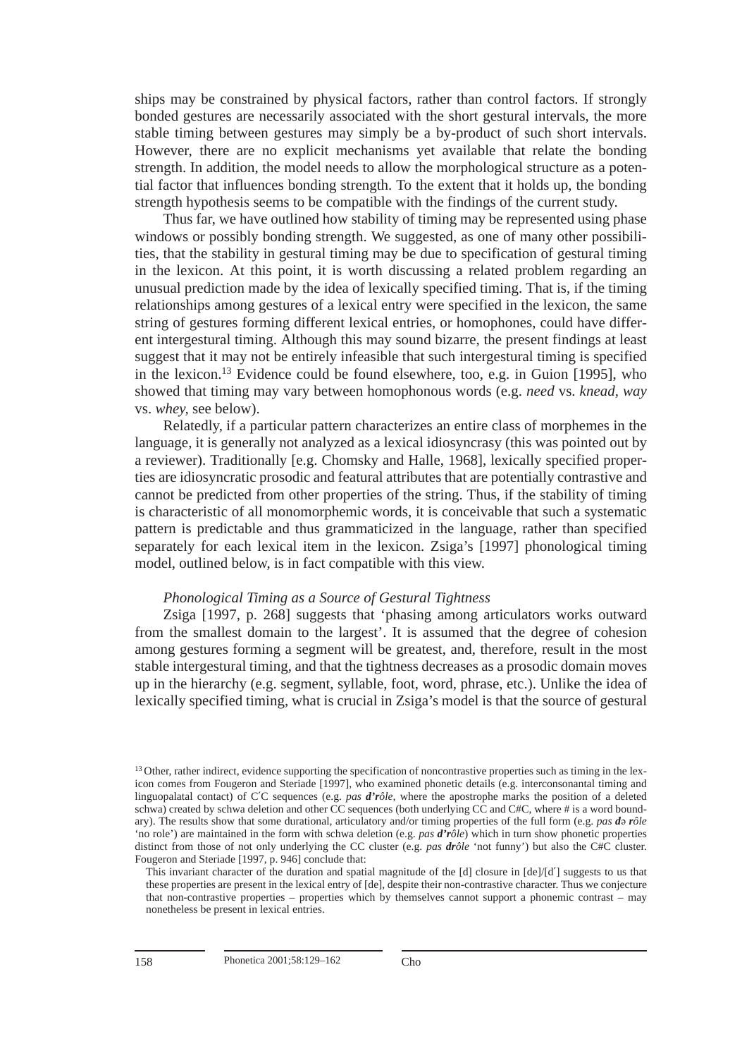ships may be constrained by physical factors, rather than control factors. If strongly bonded gestures are necessarily associated with the short gestural intervals, the more stable timing between gestures may simply be a by-product of such short intervals. However, there are no explicit mechanisms yet available that relate the bonding strength. In addition, the model needs to allow the morphological structure as a potential factor that influences bonding strength. To the extent that it holds up, the bonding strength hypothesis seems to be compatible with the findings of the current study.

Thus far, we have outlined how stability of timing may be represented using phase windows or possibly bonding strength. We suggested, as one of many other possibilities, that the stability in gestural timing may be due to specification of gestural timing in the lexicon. At this point, it is worth discussing a related problem regarding an unusual prediction made by the idea of lexically specified timing. That is, if the timing relationships among gestures of a lexical entry were specified in the lexicon, the same string of gestures forming different lexical entries, or homophones, could have different intergestural timing. Although this may sound bizarre, the present findings at least suggest that it may not be entirely infeasible that such intergestural timing is specified in the lexicon.[13] Evidence could be found elsewhere, too, e.g. in Guion [1995], who showed that timing may vary between homophonous words (e.g. *need* vs. *knead*, *way* vs. *whey*, see below).

Relatedly, if a particular pattern characterizes an entire class of morphemes in the language, it is generally not analyzed as a lexical idiosyncrasy (this was pointed out by a reviewer). Traditionally [e.g. Chomsky and Halle, 1968], lexically specified properties are idiosyncratic prosodic and featural attributes that are potentially contrastive and cannot be predicted from other properties of the string. Thus, if the stability of timing is characteristic of all monomorphemic words, it is conceivable that such a systematic pattern is predictable and thus grammaticized in the language, rather than specified separately for each lexical item in the lexicon. Zsiga's [1997] phonological timing model, outlined below, is in fact compatible with this view.

*Phonological Timing as a Source of Gestural Tightness*

Zsiga [1997, p. 268] suggests that 'phasing among articulators works outward from the smallest domain to the largest'. It is assumed that the degree of cohesion among gestures forming a segment will be greatest, and, therefore, result in the most stable intergestural timing, and that the tightness decreases as a prosodic domain moves up in the hierarchy (e.g. segment, syllable, foot, word, phrase, etc.). Unlike the idea of lexically specified timing, what is crucial in Zsiga's model is that the source of gestural

[13] Other, rather indirect, evidence supporting the specification of noncontrastive properties such as timing in the lexicon comes from Fougeron and Steriade [1997], who examined phonetic details (e.g. interconsonantal timing and linguopalatal contact) of C′C sequences (e.g. *pas **d'r**ôle*, where the apostrophe marks the position of a deleted schwa) created by schwa deletion and other CC sequences (both underlying CC and C#C, where # is a word boundary). The results show that some durational, articulatory and/or timing properties of the full form (e.g. *pas **d**ə **r**ôle* 'no role') are maintained in the form with schwa deletion (e.g. *pas **d'r**ôle*) which in turn show phonetic properties distinct from those of not only underlying the CC cluster (e.g. *pas **dr**ôle* 'not funny') but also the C#C cluster. Fougeron and Steriade [1997, p. 946] conclude that:

This invariant character of the duration and spatial magnitude of the [d] closure in [de]/[d′] suggests to us that these properties are present in the lexical entry of [de], despite their non-contrastive character. Thus we conjecture that non-contrastive properties – properties which by themselves cannot support a phonemic contrast – may nonetheless be present in lexical entries.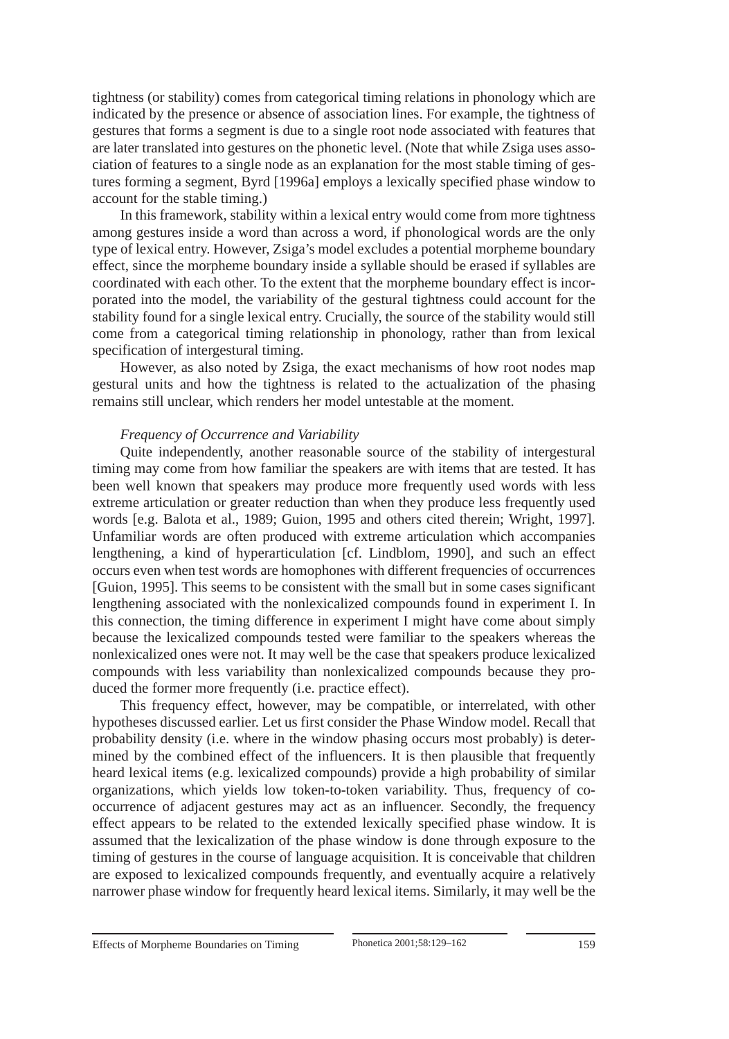tightness (or stability) comes from categorical timing relations in phonology which are indicated by the presence or absence of association lines. For example, the tightness of gestures that forms a segment is due to a single root node associated with features that are later translated into gestures on the phonetic level. (Note that while Zsiga uses association of features to a single node as an explanation for the most stable timing of gestures forming a segment, Byrd [1996a] employs a lexically specified phase window to account for the stable timing.)

In this framework, stability within a lexical entry would come from more tightness among gestures inside a word than across a word, if phonological words are the only type of lexical entry. However, Zsiga's model excludes a potential morpheme boundary effect, since the morpheme boundary inside a syllable should be erased if syllables are coordinated with each other. To the extent that the morpheme boundary effect is incorporated into the model, the variability of the gestural tightness could account for the stability found for a single lexical entry. Crucially, the source of the stability would still come from a categorical timing relationship in phonology, rather than from lexical specification of intergestural timing.

However, as also noted by Zsiga, the exact mechanisms of how root nodes map gestural units and how the tightness is related to the actualization of the phasing remains still unclear, which renders her model untestable at the moment.

*Frequency of Occurrence and Variability*

Quite independently, another reasonable source of the stability of intergestural timing may come from how familiar the speakers are with items that are tested. It has been well known that speakers may produce more frequently used words with less extreme articulation or greater reduction than when they produce less frequently used words [e.g. Balota et al., 1989; Guion, 1995 and others cited therein; Wright, 1997]. Unfamiliar words are often produced with extreme articulation which accompanies lengthening, a kind of hyperarticulation [cf. Lindblom, 1990], and such an effect occurs even when test words are homophones with different frequencies of occurrences [Guion, 1995]. This seems to be consistent with the small but in some cases significant lengthening associated with the nonlexicalized compounds found in experiment I. In this connection, the timing difference in experiment I might have come about simply because the lexicalized compounds tested were familiar to the speakers whereas the nonlexicalized ones were not. It may well be the case that speakers produce lexicalized compounds with less variability than nonlexicalized compounds because they produced the former more frequently (i.e. practice effect).

This frequency effect, however, may be compatible, or interrelated, with other hypotheses discussed earlier. Let us first consider the Phase Window model. Recall that probability density (i.e. where in the window phasing occurs most probably) is determined by the combined effect of the influencers. It is then plausible that frequently heard lexical items (e.g. lexicalized compounds) provide a high probability of similar organizations, which yields low token-to-token variability. Thus, frequency of co-occurrence of adjacent gestures may act as an influencer. Secondly, the frequency effect appears to be related to the extended lexically specified phase window. It is assumed that the lexicalization of the phase window is done through exposure to the timing of gestures in the course of language acquisition. It is conceivable that children are exposed to lexicalized compounds frequently, and eventually acquire a relatively narrower phase window for frequently heard lexical items. Similarly, it may well be the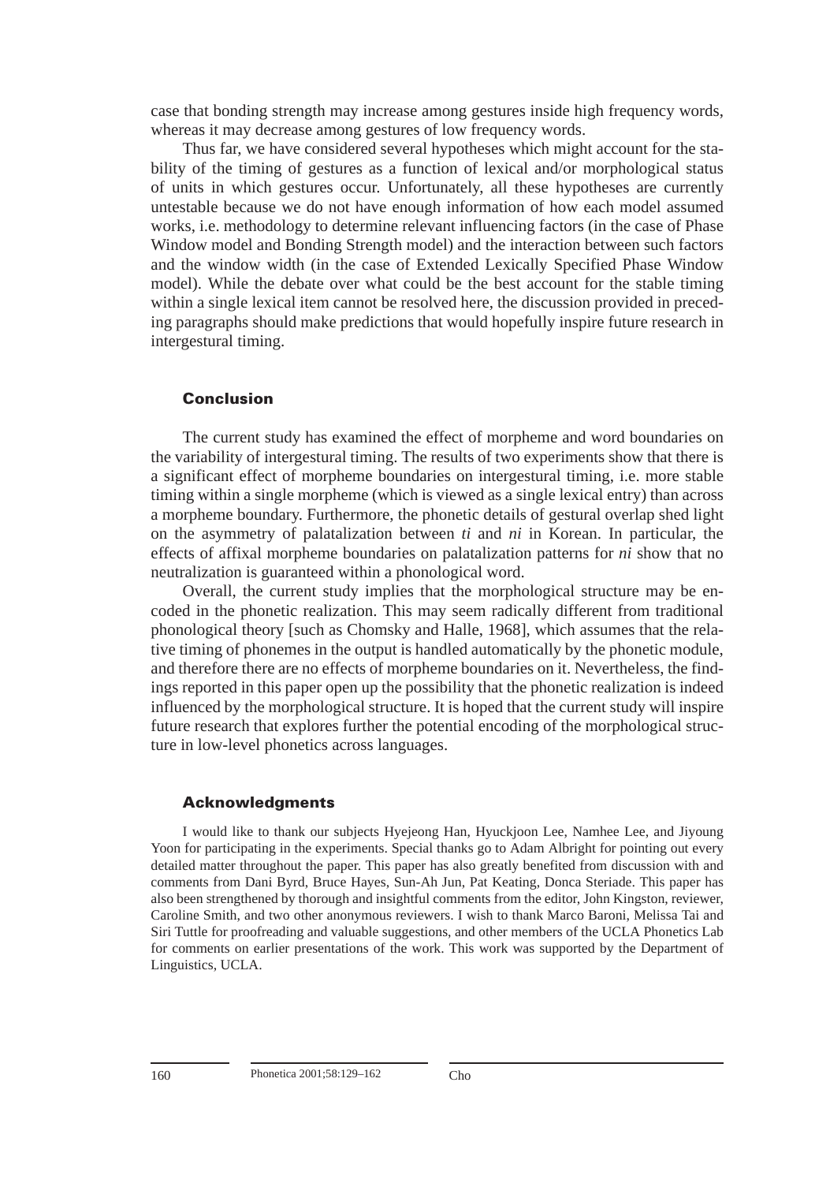case that bonding strength may increase among gestures inside high frequency words, whereas it may decrease among gestures of low frequency words.

Thus far, we have considered several hypotheses which might account for the stability of the timing of gestures as a function of lexical and/or morphological status of units in which gestures occur. Unfortunately, all these hypotheses are currently untestable because we do not have enough information of how each model assumed works, i.e. methodology to determine relevant influencing factors (in the case of Phase Window model and Bonding Strength model) and the interaction between such factors and the window width (in the case of Extended Lexically Specified Phase Window model). While the debate over what could be the best account for the stable timing within a single lexical item cannot be resolved here, the discussion provided in preceding paragraphs should make predictions that would hopefully inspire future research in intergestural timing.

## Conclusion

The current study has examined the effect of morpheme and word boundaries on the variability of intergestural timing. The results of two experiments show that there is a significant effect of morpheme boundaries on intergestural timing, i.e. more stable timing within a single morpheme (which is viewed as a single lexical entry) than across a morpheme boundary. Furthermore, the phonetic details of gestural overlap shed light on the asymmetry of palatalization between *ti* and *ni* in Korean. In particular, the effects of affixal morpheme boundaries on palatalization patterns for *ni* show that no neutralization is guaranteed within a phonological word.

Overall, the current study implies that the morphological structure may be encoded in the phonetic realization. This may seem radically different from traditional phonological theory [such as Chomsky and Halle, 1968], which assumes that the relative timing of phonemes in the output is handled automatically by the phonetic module, and therefore there are no effects of morpheme boundaries on it. Nevertheless, the findings reported in this paper open up the possibility that the phonetic realization is indeed influenced by the morphological structure. It is hoped that the current study will inspire future research that explores further the potential encoding of the morphological structure in low-level phonetics across languages.

## Acknowledgments

I would like to thank our subjects Hyejeong Han, Hyuckjoon Lee, Namhee Lee, and Jiyoung Yoon for participating in the experiments. Special thanks go to Adam Albright for pointing out every detailed matter throughout the paper. This paper has also greatly benefited from discussion with and comments from Dani Byrd, Bruce Hayes, Sun-Ah Jun, Pat Keating, Donca Steriade. This paper has also been strengthened by thorough and insightful comments from the editor, John Kingston, reviewer, Caroline Smith, and two other anonymous reviewers. I wish to thank Marco Baroni, Melissa Tai and Siri Tuttle for proofreading and valuable suggestions, and other members of the UCLA Phonetics Lab for comments on earlier presentations of the work. This work was supported by the Department of Linguistics, UCLA.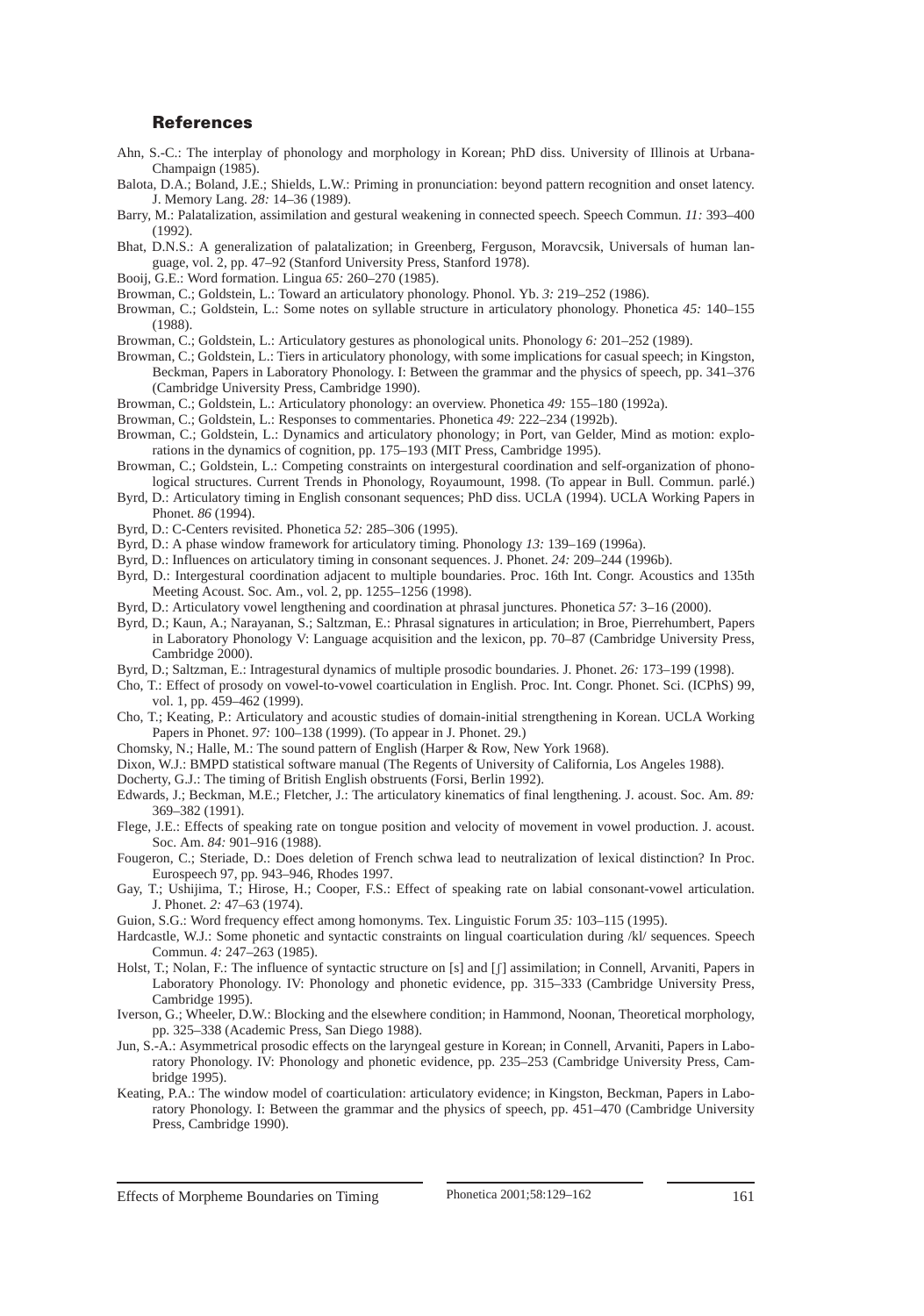## References

Ahn, S.-C.: The interplay of phonology and morphology in Korean; PhD diss. University of Illinois at Urbana-Champaign (1985).

Balota, D.A.; Boland, J.E.; Shields, L.W.: Priming in pronunciation: beyond pattern recognition and onset latency. J. Memory Lang. *28:* 14–36 (1989).

Barry, M.: Palatalization, assimilation and gestural weakening in connected speech. Speech Commun. *11:* 393–400 (1992).

Bhat, D.N.S.: A generalization of palatalization; in Greenberg, Ferguson, Moravcsik, Universals of human language, vol. 2, pp. 47–92 (Stanford University Press, Stanford 1978).

Booij, G.E.: Word formation. Lingua *65:* 260–270 (1985).

Browman, C.; Goldstein, L.: Toward an articulatory phonology. Phonol. Yb. *3:* 219–252 (1986).

Browman, C.; Goldstein, L.: Some notes on syllable structure in articulatory phonology. Phonetica *45:* 140–155 (1988).

Browman, C.; Goldstein, L.: Articulatory gestures as phonological units. Phonology *6:* 201–252 (1989).

Browman, C.; Goldstein, L.: Tiers in articulatory phonology, with some implications for casual speech; in Kingston, Beckman, Papers in Laboratory Phonology. I: Between the grammar and the physics of speech, pp. 341–376 (Cambridge University Press, Cambridge 1990).

Browman, C.; Goldstein, L.: Articulatory phonology: an overview. Phonetica *49:* 155–180 (1992a).

Browman, C.; Goldstein, L.: Responses to commentaries. Phonetica *49:* 222–234 (1992b).

Browman, C.; Goldstein, L.: Dynamics and articulatory phonology; in Port, van Gelder, Mind as motion: explorations in the dynamics of cognition, pp. 175–193 (MIT Press, Cambridge 1995).

Browman, C.; Goldstein, L.: Competing constraints on intergestural coordination and self-organization of phonological structures. Current Trends in Phonology, Royaumount, 1998. (To appear in Bull. Commun. parlé.)

Byrd, D.: Articulatory timing in English consonant sequences; PhD diss. UCLA (1994). UCLA Working Papers in Phonet. *86* (1994).

Byrd, D.: C-Centers revisited. Phonetica *52:* 285–306 (1995).

Byrd, D.: A phase window framework for articulatory timing. Phonology *13:* 139–169 (1996a).

Byrd, D.: Influences on articulatory timing in consonant sequences. J. Phonet. *24:* 209–244 (1996b).

Byrd, D.: Intergestural coordination adjacent to multiple boundaries. Proc. 16th Int. Congr. Acoustics and 135th Meeting Acoust. Soc. Am., vol. 2, pp. 1255–1256 (1998).

Byrd, D.: Articulatory vowel lengthening and coordination at phrasal junctures. Phonetica *57:* 3–16 (2000).

Byrd, D.; Kaun, A.; Narayanan, S.; Saltzman, E.: Phrasal signatures in articulation; in Broe, Pierrehumbert, Papers in Laboratory Phonology V: Language acquisition and the lexicon, pp. 70–87 (Cambridge University Press, Cambridge 2000).

Byrd, D.; Saltzman, E.: Intragestural dynamics of multiple prosodic boundaries. J. Phonet. *26:* 173–199 (1998).

Cho, T.: Effect of prosody on vowel-to-vowel coarticulation in English. Proc. Int. Congr. Phonet. Sci. (ICPhS) 99, vol. 1, pp. 459–462 (1999).

Cho, T.; Keating, P.: Articulatory and acoustic studies of domain-initial strengthening in Korean. UCLA Working Papers in Phonet. *97:* 100–138 (1999). (To appear in J. Phonet. 29.)

Chomsky, N.; Halle, M.: The sound pattern of English (Harper & Row, New York 1968).

Dixon, W.J.: BMPD statistical software manual (The Regents of University of California, Los Angeles 1988).

Docherty, G.J.: The timing of British English obstruents (Forsi, Berlin 1992).

Edwards, J.; Beckman, M.E.; Fletcher, J.: The articulatory kinematics of final lengthening. J. acoust. Soc. Am. *89:* 369–382 (1991).

Flege, J.E.: Effects of speaking rate on tongue position and velocity of movement in vowel production. J. acoust. Soc. Am. *84:* 901–916 (1988).

Fougeron, C.; Steriade, D.: Does deletion of French schwa lead to neutralization of lexical distinction? In Proc. Eurospeech 97, pp. 943–946, Rhodes 1997.

Gay, T.; Ushijima, T.; Hirose, H.; Cooper, F.S.: Effect of speaking rate on labial consonant-vowel articulation. J. Phonet. *2:* 47–63 (1974).

Guion, S.G.: Word frequency effect among homonyms. Tex. Linguistic Forum *35:* 103–115 (1995).

Hardcastle, W.J.: Some phonetic and syntactic constraints on lingual coarticulation during /kl/ sequences. Speech Commun. *4:* 247–263 (1985).

Holst, T.; Nolan, F.: The influence of syntactic structure on [s] and [ʃ] assimilation; in Connell, Arvaniti, Papers in Laboratory Phonology. IV: Phonology and phonetic evidence, pp. 315–333 (Cambridge University Press, Cambridge 1995).

Iverson, G.; Wheeler, D.W.: Blocking and the elsewhere condition; in Hammond, Noonan, Theoretical morphology, pp. 325–338 (Academic Press, San Diego 1988).

Jun, S.-A.: Asymmetrical prosodic effects on the laryngeal gesture in Korean; in Connell, Arvaniti, Papers in Laboratory Phonology. IV: Phonology and phonetic evidence, pp. 235–253 (Cambridge University Press, Cambridge 1995).

Keating, P.A.: The window model of coarticulation: articulatory evidence; in Kingston, Beckman, Papers in Laboratory Phonology. I: Between the grammar and the physics of speech, pp. 451–470 (Cambridge University Press, Cambridge 1990).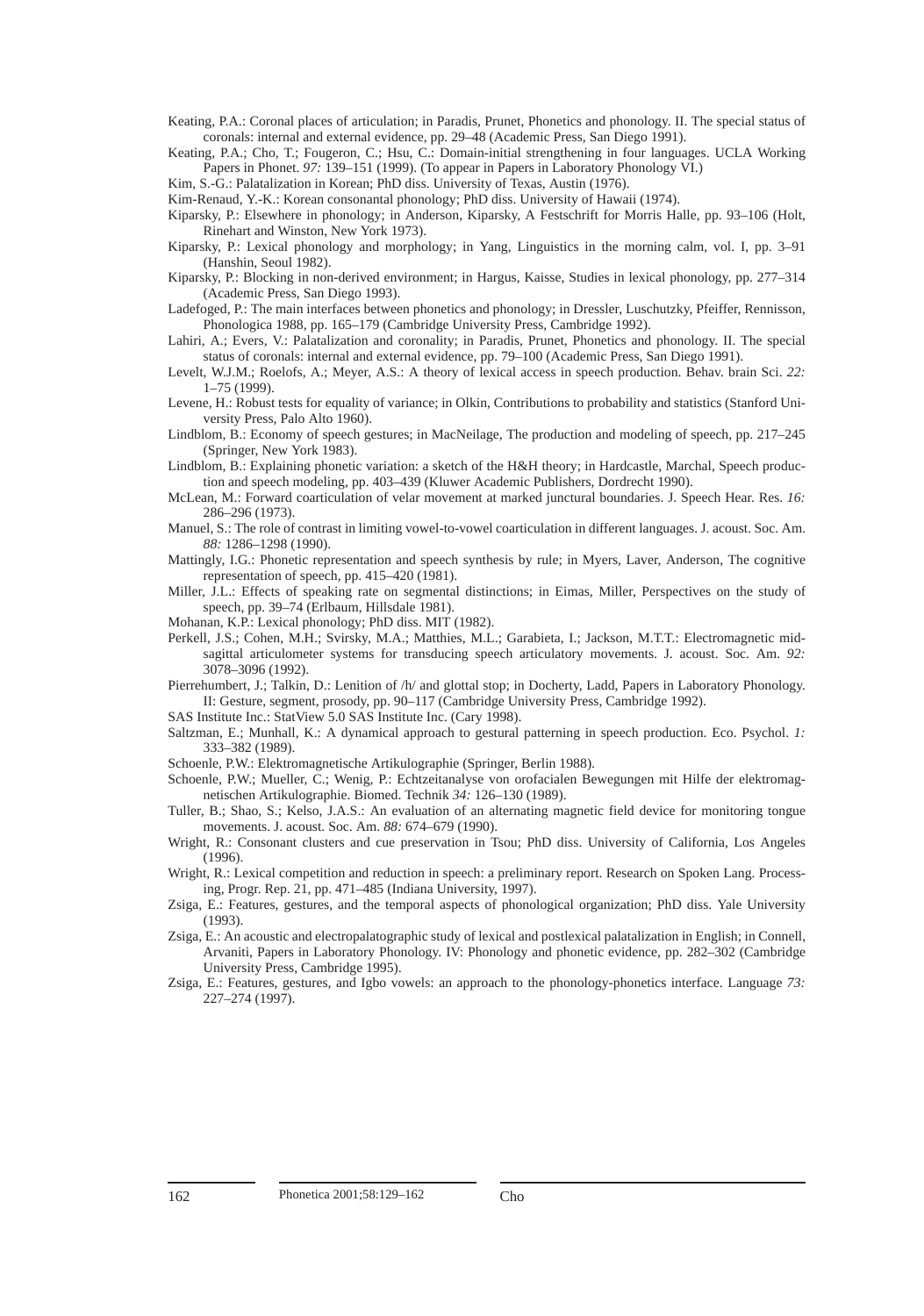Keating, P.A.: Coronal places of articulation; in Paradis, Prunet, Phonetics and phonology. II. The special status of coronals: internal and external evidence, pp. 29–48 (Academic Press, San Diego 1991).

Keating, P.A.; Cho, T.; Fougeron, C.; Hsu, C.: Domain-initial strengthening in four languages. UCLA Working Papers in Phonet. *97:* 139–151 (1999). (To appear in Papers in Laboratory Phonology VI.)

Kim, S.-G.: Palatalization in Korean; PhD diss. University of Texas, Austin (1976).

Kim-Renaud, Y.-K.: Korean consonantal phonology; PhD diss. University of Hawaii (1974).

Kiparsky, P.: Elsewhere in phonology; in Anderson, Kiparsky, A Festschrift for Morris Halle, pp. 93–106 (Holt, Rinehart and Winston, New York 1973).

Kiparsky, P.: Lexical phonology and morphology; in Yang, Linguistics in the morning calm, vol. I, pp. 3–91 (Hanshin, Seoul 1982).

Kiparsky, P.: Blocking in non-derived environment; in Hargus, Kaisse, Studies in lexical phonology, pp. 277–314 (Academic Press, San Diego 1993).

Ladefoged, P.: The main interfaces between phonetics and phonology; in Dressler, Luschutzky, Pfeiffer, Rennisson, Phonologica 1988, pp. 165–179 (Cambridge University Press, Cambridge 1992).

Lahiri, A.; Evers, V.: Palatalization and coronality; in Paradis, Prunet, Phonetics and phonology. II. The special status of coronals: internal and external evidence, pp. 79–100 (Academic Press, San Diego 1991).

Levelt, W.J.M.; Roelofs, A.; Meyer, A.S.: A theory of lexical access in speech production. Behav. brain Sci. *22:* 1–75 (1999).

Levene, H.: Robust tests for equality of variance; in Olkin, Contributions to probability and statistics (Stanford University Press, Palo Alto 1960).

Lindblom, B.: Economy of speech gestures; in MacNeilage, The production and modeling of speech, pp. 217–245 (Springer, New York 1983).

Lindblom, B.: Explaining phonetic variation: a sketch of the H&H theory; in Hardcastle, Marchal, Speech production and speech modeling, pp. 403–439 (Kluwer Academic Publishers, Dordrecht 1990).

McLean, M.: Forward coarticulation of velar movement at marked junctural boundaries. J. Speech Hear. Res. *16:* 286–296 (1973).

Manuel, S.: The role of contrast in limiting vowel-to-vowel coarticulation in different languages. J. acoust. Soc. Am. *88:* 1286–1298 (1990).

Mattingly, I.G.: Phonetic representation and speech synthesis by rule; in Myers, Laver, Anderson, The cognitive representation of speech, pp. 415–420 (1981).

Miller, J.L.: Effects of speaking rate on segmental distinctions; in Eimas, Miller, Perspectives on the study of speech, pp. 39–74 (Erlbaum, Hillsdale 1981).

Mohanan, K.P.: Lexical phonology; PhD diss. MIT (1982).

Perkell, J.S.; Cohen, M.H.; Svirsky, M.A.; Matthies, M.L.; Garabieta, I.; Jackson, M.T.T.: Electromagnetic midsagittal articulometer systems for transducing speech articulatory movements. J. acoust. Soc. Am. *92:* 3078–3096 (1992).

Pierrehumbert, J.; Talkin, D.: Lenition of /h/ and glottal stop; in Docherty, Ladd, Papers in Laboratory Phonology. II: Gesture, segment, prosody, pp. 90–117 (Cambridge University Press, Cambridge 1992).

SAS Institute Inc.: StatView 5.0 SAS Institute Inc. (Cary 1998).

Saltzman, E.; Munhall, K.: A dynamical approach to gestural patterning in speech production. Eco. Psychol. *1:* 333–382 (1989).

Schoenle, P.W.: Elektromagnetische Artikulographie (Springer, Berlin 1988).

Schoenle, P.W.; Mueller, C.; Wenig, P.: Echtzeitanalyse von orofacialen Bewegungen mit Hilfe der elektromagnetischen Artikulographie. Biomed. Technik *34:* 126–130 (1989).

Tuller, B.; Shao, S.; Kelso, J.A.S.: An evaluation of an alternating magnetic field device for monitoring tongue movements. J. acoust. Soc. Am. *88:* 674–679 (1990).

Wright, R.: Consonant clusters and cue preservation in Tsou; PhD diss. University of California, Los Angeles (1996).

Wright, R.: Lexical competition and reduction in speech: a preliminary report. Research on Spoken Lang. Processing, Progr. Rep. 21, pp. 471–485 (Indiana University, 1997).

Zsiga, E.: Features, gestures, and the temporal aspects of phonological organization; PhD diss. Yale University (1993).

Zsiga, E.: An acoustic and electropalatographic study of lexical and postlexical palatalization in English; in Connell, Arvaniti, Papers in Laboratory Phonology. IV: Phonology and phonetic evidence, pp. 282–302 (Cambridge University Press, Cambridge 1995).

Zsiga, E.: Features, gestures, and Igbo vowels: an approach to the phonology-phonetics interface. Language *73:* 227–274 (1997).